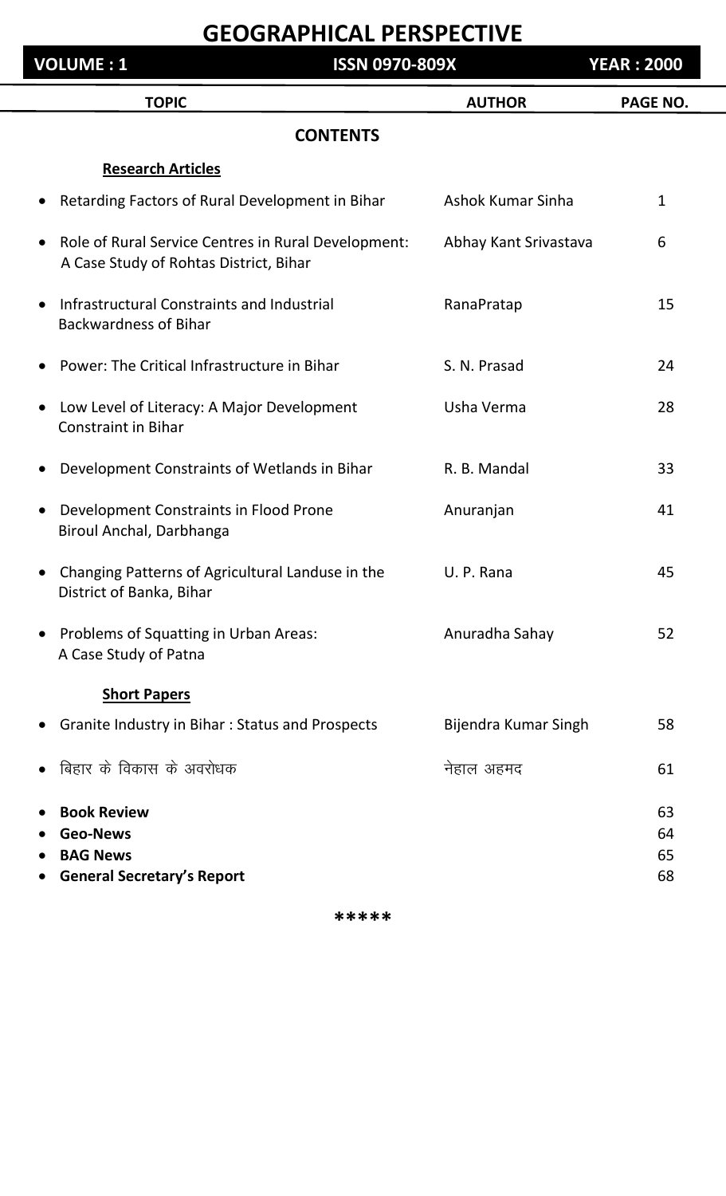# GEOGRAPHICAL PERSPECTIVE

**VOLUME : 1** | **ISSN 0970-809X** | **YEAR : 2000**

## CONTENTS

| TOPIC | AUTHOR | PAGE NO. |
|---|---|---|
| **Research Articles** | | |
| • Retarding Factors of Rural Development in Bihar | Ashok Kumar Sinha | 1 |
| • Role of Rural Service Centres in Rural Development: A Case Study of Rohtas District, Bihar | Abhay Kant Srivastava | 6 |
| • Infrastructural Constraints and Industrial Backwardness of Bihar | RanaPratap | 15 |
| • Power: The Critical Infrastructure in Bihar | S. N. Prasad | 24 |
| • Low Level of Literacy: A Major Development Constraint in Bihar | Usha Verma | 28 |
| • Development Constraints of Wetlands in Bihar | R. B. Mandal | 33 |
| • Development Constraints in Flood Prone Biroul Anchal, Darbhanga | Anuranjan | 41 |
| • Changing Patterns of Agricultural Landuse in the District of Banka, Bihar | U. P. Rana | 45 |
| • Problems of Squatting in Urban Areas: A Case Study of Patna | Anuradha Sahay | 52 |
| **Short Papers** | | |
| • Granite Industry in Bihar : Status and Prospects | Bijendra Kumar Singh | 58 |
| • बिहार के विकास के अवरोधक | नेहाल अहमद | 61 |
| • **Book Review** | | 63 |
| • **Geo-News** | | 64 |
| • **BAG News** | | 65 |
| • **General Secretary's Report** | | 68 |

*****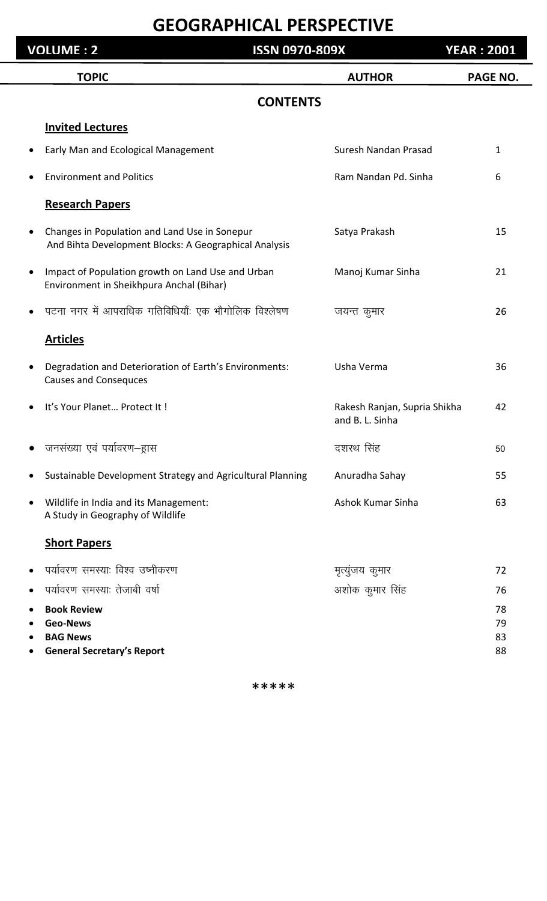# GEOGRAPHICAL PERSPECTIVE

**VOLUME : 2** | **ISSN 0970-809X** | **YEAR : 2001**

| TOPIC | AUTHOR | PAGE NO. |
|---|---|---|

## CONTENTS

### Invited Lectures

| | | |
|---|---|---|
| • Early Man and Ecological Management | Suresh Nandan Prasad | 1 |
| • Environment and Politics | Ram Nandan Pd. Sinha | 6 |

### Research Papers

| | | |
|---|---|---|
| • Changes in Population and Land Use in Sonepur And Bihta Development Blocks: A Geographical Analysis | Satya Prakash | 15 |
| • Impact of Population growth on Land Use and Urban Environment in Sheikhpura Anchal (Bihar) | Manoj Kumar Sinha | 21 |
| • पटना नगर में आपराधिक गतिविधियाँ: एक भौगोलिक विश्लेषण | जयन्त कुमार | 26 |

### Articles

| | | |
|---|---|---|
| • Degradation and Deterioration of Earth's Environments: Causes and Conseqeuces | Usha Verma | 36 |
| • It's Your Planet… Protect It ! | Rakesh Ranjan, Supria Shikha and B. L. Sinha | 42 |
| • जनसंख्या एवं पर्यावरण–ह्रास | दशरथ सिंह | 50 |
| • Sustainable Development Strategy and Agricultural Planning | Anuradha Sahay | 55 |
| • Wildlife in India and its Management: A Study in Geography of Wildlife | Ashok Kumar Sinha | 63 |

### Short Papers

| | | |
|---|---|---|
| • पर्यावरण समस्या: विश्व उष्णीकरण | मृत्युंजय कुमार | 72 |
| • पर्यावरण समस्या: तेजाबी वर्षा | अशोक कुमार सिंह | 76 |
| • **Book Review** | | 78 |
| • **Geo-News** | | 79 |
| • **BAG News** | | 83 |
| • **General Secretary's Report** | | 88 |

*****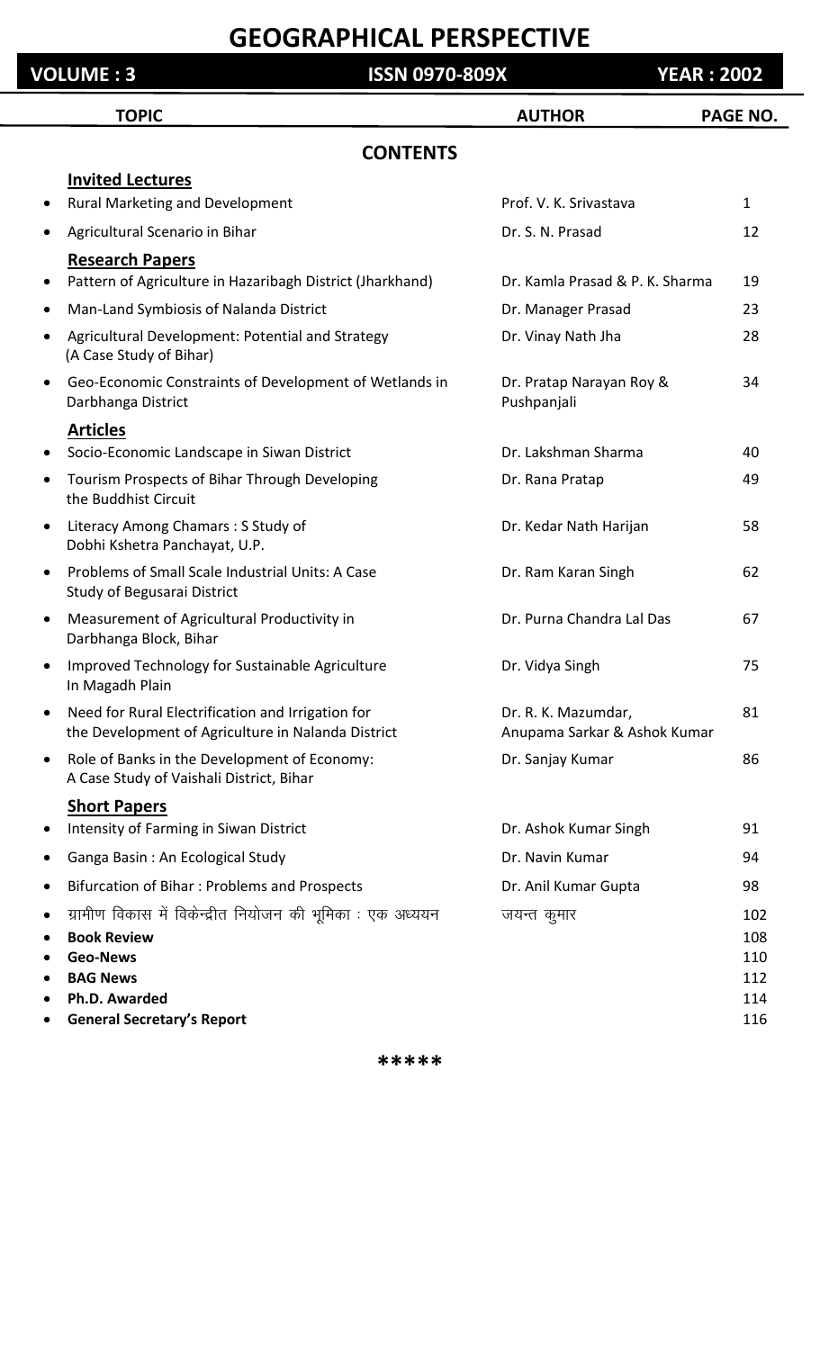# GEOGRAPHICAL PERSPECTIVE

**VOLUME : 3** | **ISSN 0970-809X** | **YEAR : 2002**

## CONTENTS

| TOPIC | AUTHOR | PAGE NO. |
|---|---|---|
| **Invited Lectures** | | |
| • Rural Marketing and Development | Prof. V. K. Srivastava | 1 |
| • Agricultural Scenario in Bihar | Dr. S. N. Prasad | 12 |
| **Research Papers** | | |
| • Pattern of Agriculture in Hazaribagh District (Jharkhand) | Dr. Kamla Prasad & P. K. Sharma | 19 |
| • Man-Land Symbiosis of Nalanda District | Dr. Manager Prasad | 23 |
| • Agricultural Development: Potential and Strategy (A Case Study of Bihar) | Dr. Vinay Nath Jha | 28 |
| • Geo-Economic Constraints of Development of Wetlands in Darbhanga District | Dr. Pratap Narayan Roy & Pushpanjali | 34 |
| **Articles** | | |
| • Socio-Economic Landscape in Siwan District | Dr. Lakshman Sharma | 40 |
| • Tourism Prospects of Bihar Through Developing the Buddhist Circuit | Dr. Rana Pratap | 49 |
| • Literacy Among Chamars : S Study of Dobhi Kshetra Panchayat, U.P. | Dr. Kedar Nath Harijan | 58 |
| • Problems of Small Scale Industrial Units: A Case Study of Begusarai District | Dr. Ram Karan Singh | 62 |
| • Measurement of Agricultural Productivity in Darbhanga Block, Bihar | Dr. Purna Chandra Lal Das | 67 |
| • Improved Technology for Sustainable Agriculture In Magadh Plain | Dr. Vidya Singh | 75 |
| • Need for Rural Electrification and Irrigation for the Development of Agriculture in Nalanda District | Dr. R. K. Mazumdar, Anupama Sarkar & Ashok Kumar | 81 |
| • Role of Banks in the Development of Economy: A Case Study of Vaishali District, Bihar | Dr. Sanjay Kumar | 86 |
| **Short Papers** | | |
| • Intensity of Farming in Siwan District | Dr. Ashok Kumar Singh | 91 |
| • Ganga Basin : An Ecological Study | Dr. Navin Kumar | 94 |
| • Bifurcation of Bihar : Problems and Prospects | Dr. Anil Kumar Gupta | 98 |
| • ग्रामीण विकास में विकेन्द्रीत नियोजन की भूमिका : एक अध्ययन | जयन्त कुमार | 102 |
| • **Book Review** | | 108 |
| • **Geo-News** | | 110 |
| • **BAG News** | | 112 |
| • **Ph.D. Awarded** | | 114 |
| • **General Secretary's Report** | | 116 |

*****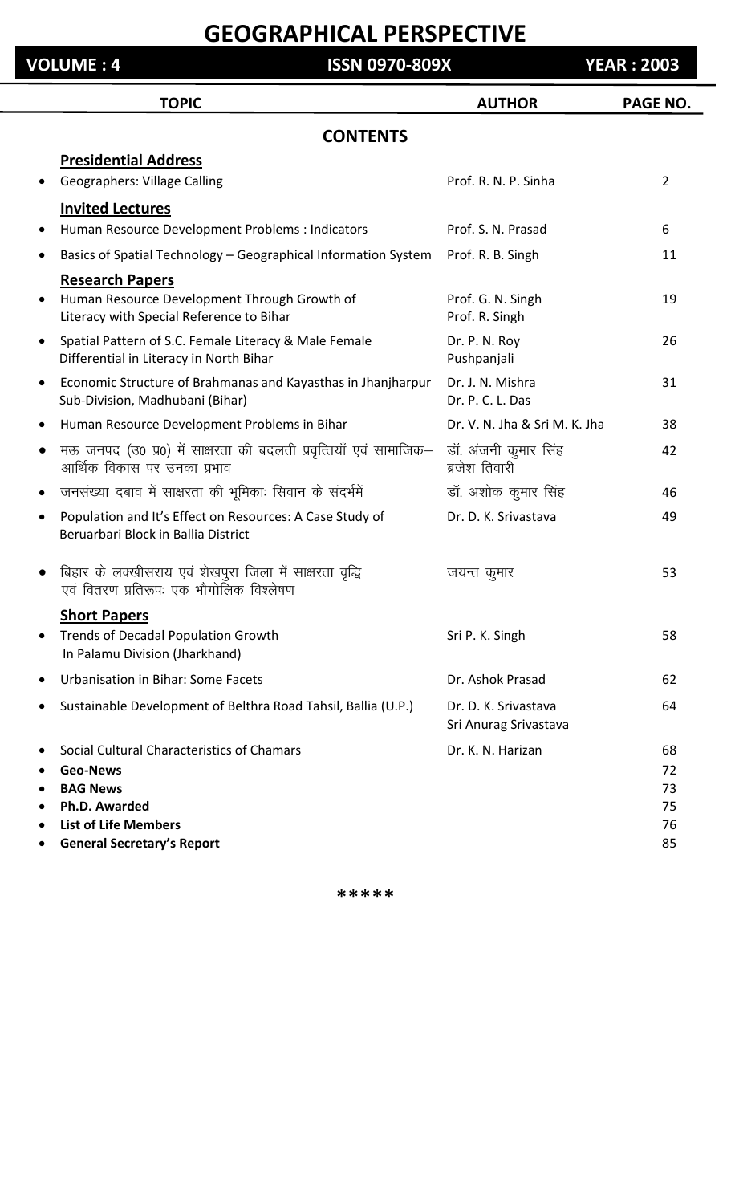# GEOGRAPHICAL PERSPECTIVE

**VOLUME : 4** **ISSN 0970-809X** **YEAR : 2003**

## CONTENTS

| TOPIC | AUTHOR | PAGE NO. |
|---|---|---|
| **Presidential Address** | | |
| • Geographers: Village Calling | Prof. R. N. P. Sinha | 2 |
| **Invited Lectures** | | |
| • Human Resource Development Problems : Indicators | Prof. S. N. Prasad | 6 |
| • Basics of Spatial Technology – Geographical Information System | Prof. R. B. Singh | 11 |
| **Research Papers** | | |
| • Human Resource Development Through Growth of Literacy with Special Reference to Bihar | Prof. G. N. Singh, Prof. R. Singh | 19 |
| • Spatial Pattern of S.C. Female Literacy & Male Female Differential in Literacy in North Bihar | Dr. P. N. Roy, Pushpanjali | 26 |
| • Economic Structure of Brahmanas and Kayasthas in Jhanjharpur Sub-Division, Madhubani (Bihar) | Dr. J. N. Mishra, Dr. P. C. L. Das | 31 |
| • Human Resource Development Problems in Bihar | Dr. V. N. Jha & Sri M. K. Jha | 38 |
| • मऊ जनपद (उ0 प्र0) में साक्षरता की बदलती प्रवृत्तियाँ एवं सामाजिक– आर्थिक विकास पर उनका प्रभाव | डॉ. अंजनी कुमार सिंह, ब्रजेश तिवारी | 42 |
| • जनसंख्या दबाव में साक्षरता की भूमिकाः सिवान के संदर्भमें | डॉ. अशोक कुमार सिंह | 46 |
| • Population and It's Effect on Resources: A Case Study of Beruarbari Block in Ballia District | Dr. D. K. Srivastava | 49 |
| • बिहार के लक्खीसराय एवं शेखपुरा जिला में साक्षरता वृद्धि एवं वितरण प्रतिरूपः एक भौगोलिक विश्लेषण | जयन्त कुमार | 53 |
| **Short Papers** | | |
| • Trends of Decadal Population Growth In Palamu Division (Jharkhand) | Sri P. K. Singh | 58 |
| • Urbanisation in Bihar: Some Facets | Dr. Ashok Prasad | 62 |
| • Sustainable Development of Belthra Road Tahsil, Ballia (U.P.) | Dr. D. K. Srivastava, Sri Anurag Srivastava | 64 |
| • Social Cultural Characteristics of Chamars | Dr. K. N. Harizan | 68 |
| • **Geo-News** | | 72 |
| • **BAG News** | | 73 |
| • **Ph.D. Awarded** | | 75 |
| • **List of Life Members** | | 76 |
| • **General Secretary's Report** | | 85 |

*****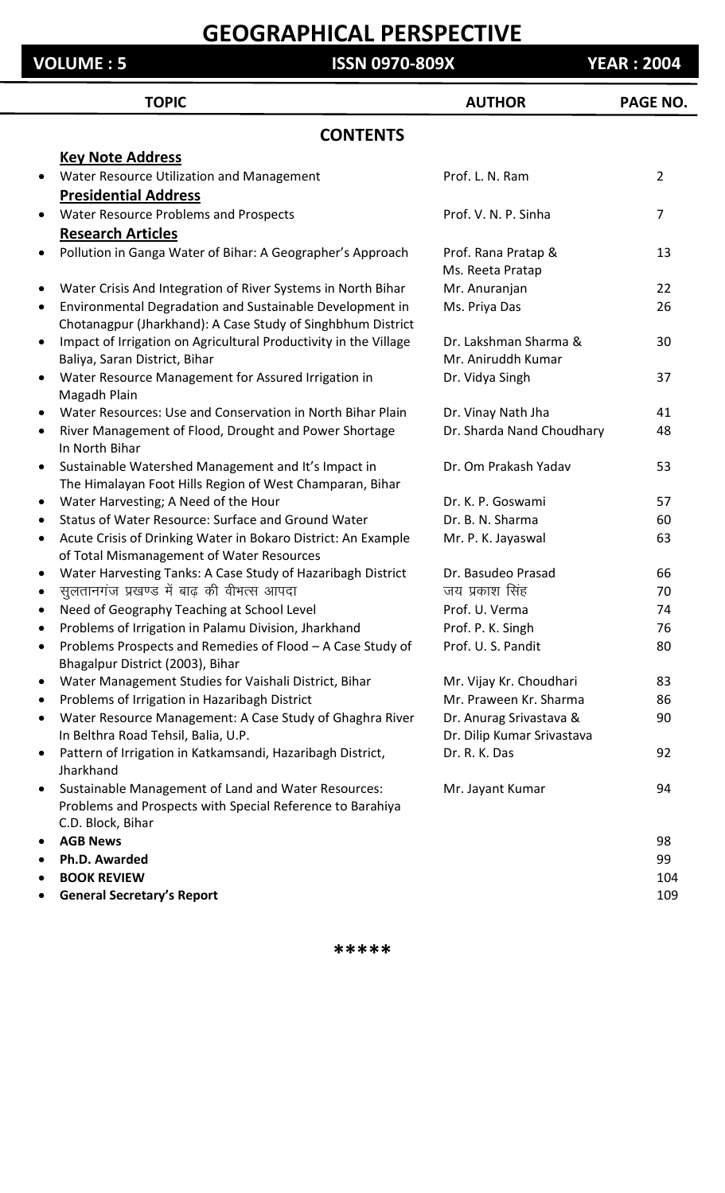# GEOGRAPHICAL PERSPECTIVE

**VOLUME : 5** | **ISSN 0970-809X** | **YEAR : 2004**

## CONTENTS

| TOPIC | AUTHOR | PAGE NO. |
|---|---|---|
| **Key Note Address** | | |
| • Water Resource Utilization and Management | Prof. L. N. Ram | 2 |
| **Presidential Address** | | |
| • Water Resource Problems and Prospects | Prof. V. N. P. Sinha | 7 |
| **Research Articles** | | |
| • Pollution in Ganga Water of Bihar: A Geographer's Approach | Prof. Rana Pratap & Ms. Reeta Pratap | 13 |
| • Water Crisis And Integration of River Systems in North Bihar | Mr. Anuranjan | 22 |
| • Environmental Degradation and Sustainable Development in Chotanagpur (Jharkhand): A Case Study of Singhbhum District | Ms. Priya Das | 26 |
| • Impact of Irrigation on Agricultural Productivity in the Village Baliya, Saran District, Bihar | Dr. Lakshman Sharma & Mr. Aniruddh Kumar | 30 |
| • Water Resource Management for Assured Irrigation in Magadh Plain | Dr. Vidya Singh | 37 |
| • Water Resources: Use and Conservation in North Bihar Plain | Dr. Vinay Nath Jha | 41 |
| • River Management of Flood, Drought and Power Shortage In North Bihar | Dr. Sharda Nand Choudhary | 48 |
| • Sustainable Watershed Management and It's Impact in The Himalayan Foot Hills Region of West Champaran, Bihar | Dr. Om Prakash Yadav | 53 |
| • Water Harvesting; A Need of the Hour | Dr. K. P. Goswami | 57 |
| • Status of Water Resource: Surface and Ground Water | Dr. B. N. Sharma | 60 |
| • Acute Crisis of Drinking Water in Bokaro District: An Example of Total Mismanagement of Water Resources | Mr. P. K. Jayaswal | 63 |
| • Water Harvesting Tanks: A Case Study of Hazaribagh District | Dr. Basudeo Prasad | 66 |
| • सुलतानगंज प्रखण्ड में बाढ़ की वीभत्स आपदा | जय प्रकाश सिंह | 70 |
| • Need of Geography Teaching at School Level | Prof. U. Verma | 74 |
| • Problems of Irrigation in Palamu Division, Jharkhand | Prof. P. K. Singh | 76 |
| • Problems Prospects and Remedies of Flood – A Case Study of Bhagalpur District (2003), Bihar | Prof. U. S. Pandit | 80 |
| • Water Management Studies for Vaishali District, Bihar | Mr. Vijay Kr. Choudhari | 83 |
| • Problems of Irrigation in Hazaribagh District | Mr. Praween Kr. Sharma | 86 |
| • Water Resource Management: A Case Study of Ghaghra River In Belthra Road Tehsil, Balia, U.P. | Dr. Anurag Srivastava & Dr. Dilip Kumar Srivastava | 90 |
| • Pattern of Irrigation in Katkamsandi, Hazaribagh District, Jharkhand | Dr. R. K. Das | 92 |
| • Sustainable Management of Land and Water Resources: Problems and Prospects with Special Reference to Barahiya C.D. Block, Bihar | Mr. Jayant Kumar | 94 |
| • **AGB News** | | 98 |
| • **Ph.D. Awarded** | | 99 |
| • **BOOK REVIEW** | | 104 |
| • **General Secretary's Report** | | 109 |

*****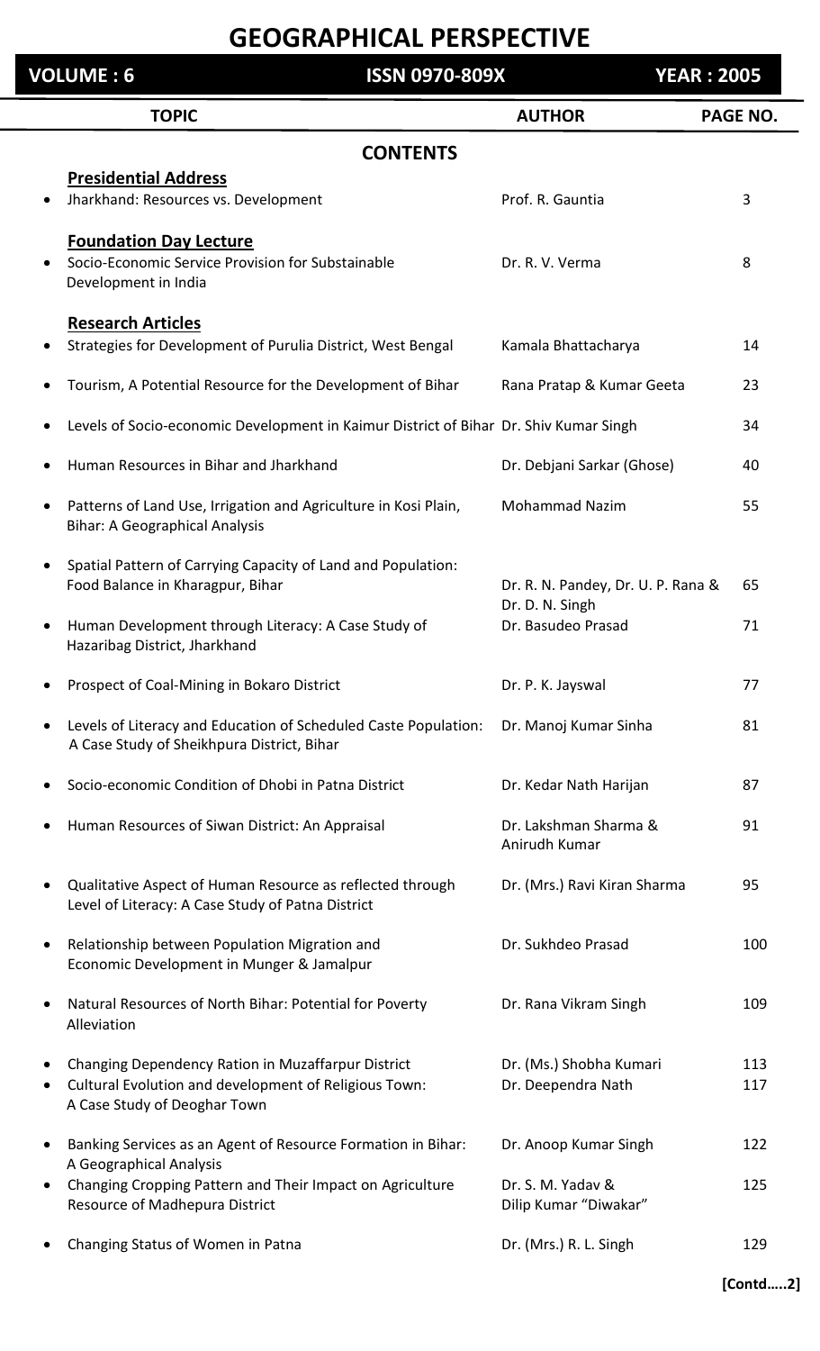# GEOGRAPHICAL PERSPECTIVE

**VOLUME : 6** | **ISSN 0970-809X** | **YEAR : 2005**

## CONTENTS

| TOPIC | AUTHOR | PAGE NO. |
|---|---|---|
| **Presidential Address** | | |
| • Jharkhand: Resources vs. Development | Prof. R. Gauntia | 3 |
| **Foundation Day Lecture** | | |
| • Socio-Economic Service Provision for Substainable Development in India | Dr. R. V. Verma | 8 |
| **Research Articles** | | |
| • Strategies for Development of Purulia District, West Bengal | Kamala Bhattacharya | 14 |
| • Tourism, A Potential Resource for the Development of Bihar | Rana Pratap & Kumar Geeta | 23 |
| • Levels of Socio-economic Development in Kaimur District of Bihar | Dr. Shiv Kumar Singh | 34 |
| • Human Resources in Bihar and Jharkhand | Dr. Debjani Sarkar (Ghose) | 40 |
| • Patterns of Land Use, Irrigation and Agriculture in Kosi Plain, Bihar: A Geographical Analysis | Mohammad Nazim | 55 |
| • Spatial Pattern of Carrying Capacity of Land and Population: Food Balance in Kharagpur, Bihar | Dr. R. N. Pandey, Dr. U. P. Rana & Dr. D. N. Singh | 65 |
| • Human Development through Literacy: A Case Study of Hazaribag District, Jharkhand | Dr. Basudeo Prasad | 71 |
| • Prospect of Coal-Mining in Bokaro District | Dr. P. K. Jayswal | 77 |
| • Levels of Literacy and Education of Scheduled Caste Population: A Case Study of Sheikhpura District, Bihar | Dr. Manoj Kumar Sinha | 81 |
| • Socio-economic Condition of Dhobi in Patna District | Dr. Kedar Nath Harijan | 87 |
| • Human Resources of Siwan District: An Appraisal | Dr. Lakshman Sharma & Anirudh Kumar | 91 |
| • Qualitative Aspect of Human Resource as reflected through Level of Literacy: A Case Study of Patna District | Dr. (Mrs.) Ravi Kiran Sharma | 95 |
| • Relationship between Population Migration and Economic Development in Munger & Jamalpur | Dr. Sukhdeo Prasad | 100 |
| • Natural Resources of North Bihar: Potential for Poverty Alleviation | Dr. Rana Vikram Singh | 109 |
| • Changing Dependency Ration in Muzaffarpur District | Dr. (Ms.) Shobha Kumari | 113 |
| • Cultural Evolution and development of Religious Town: A Case Study of Deoghar Town | Dr. Deependra Nath | 117 |
| • Banking Services as an Agent of Resource Formation in Bihar: A Geographical Analysis | Dr. Anoop Kumar Singh | 122 |
| • Changing Cropping Pattern and Their Impact on Agriculture Resource of Madhepura District | Dr. S. M. Yadav & Dilip Kumar "Diwakar" | 125 |
| • Changing Status of Women in Patna | Dr. (Mrs.) R. L. Singh | 129 |

**[Contd…..2]**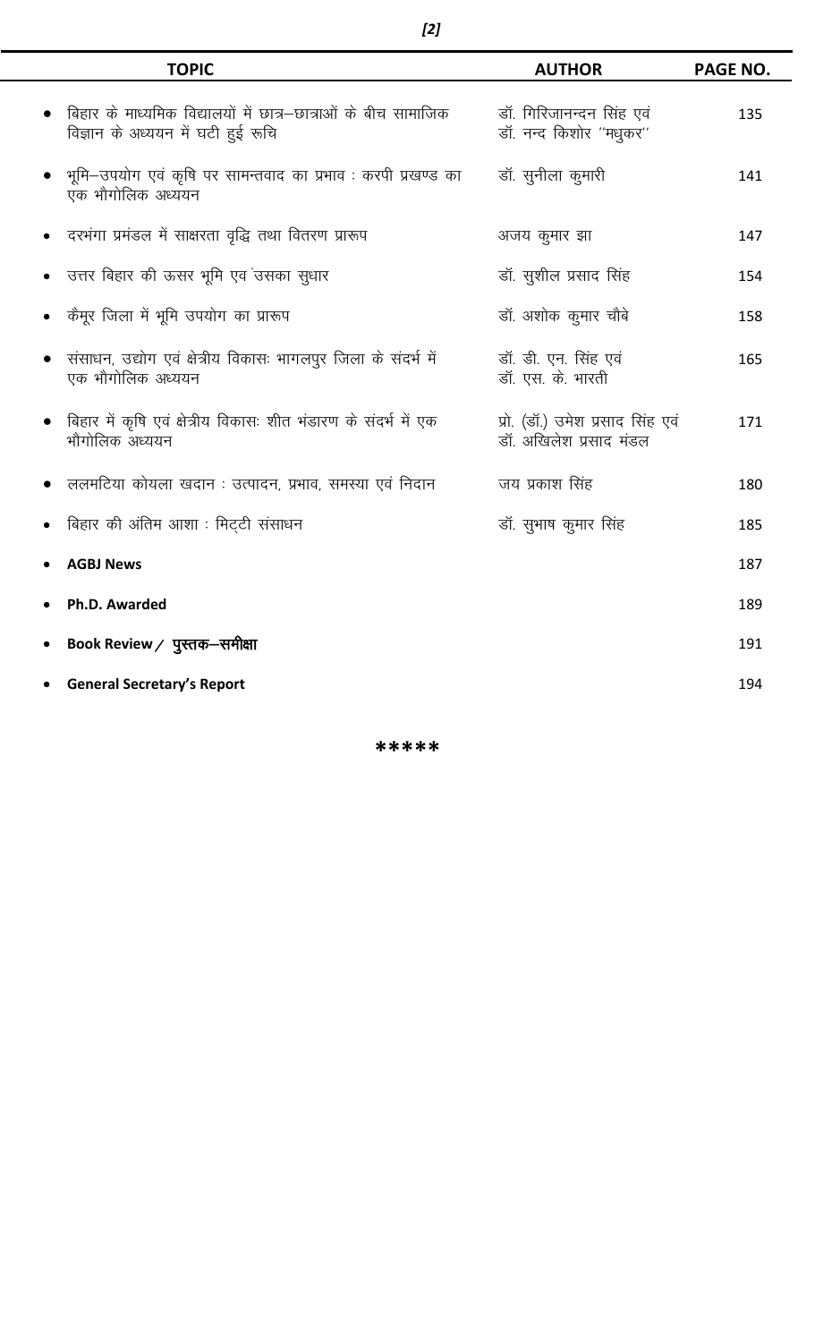| TOPIC | AUTHOR | PAGE NO. |
|---|---|---|
| • बिहार के माध्यमिक विद्यालयों में छात्र–छात्राओं के बीच सामाजिक विज्ञान के अध्ययन में घटी हुई रूचि | डॉ. गिरिजानन्दन सिंह एवं डॉ. नन्द किशोर "मधुकर" | 135 |
| • भूमि–उपयोग एवं कृषि पर सामन्तवाद का प्रभाव : करपी प्रखण्ड का एक भौगोलिक अध्ययन | डॉ. सुनीला कुमारी | 141 |
| • दरभंगा प्रमंडल में साक्षरता वृद्धि तथा वितरण प्रारूप | अजय कुमार झा | 147 |
| • उत्तर बिहार की ऊसर भूमि एवं उसका सुधार | डॉ. सुशील प्रसाद सिंह | 154 |
| • कैमूर जिला में भूमि उपयोग का प्रारूप | डॉ. अशोक कुमार चौबे | 158 |
| • संसाधन, उद्योग एवं क्षेत्रीय विकासः भागलपुर जिला के संदर्भ में एक भौगोलिक अध्ययन | डॉ. डी. एन. सिंह एवं डॉ. एस. के. भारती | 165 |
| • बिहार में कृषि एवं क्षेत्रीय विकासः शीत भंडारण के संदर्भ में एक भौगोलिक अध्ययन | प्रो. (डॉ.) उमेश प्रसाद सिंह एवं डॉ. अखिलेश प्रसाद मंडल | 171 |
| • ललमटिया कोयला खदान : उत्पादन, प्रभाव, समस्या एवं निदान | जय प्रकाश सिंह | 180 |
| • बिहार की अंतिम आशा : मिट्टी संसाधन | डॉ. सुभाष कुमार सिंह | 185 |
| • **AGBJ News** | | 187 |
| • **Ph.D. Awarded** | | 189 |
| • **Book Review / पुस्तक–समीक्षा** | | 191 |
| • **General Secretary's Report** | | 194 |

*****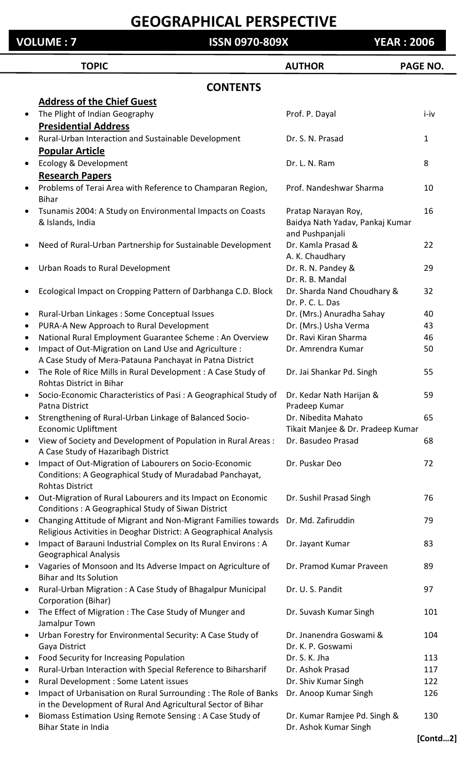# GEOGRAPHICAL PERSPECTIVE

**VOLUME : 7** **ISSN 0970-809X** **YEAR : 2006**

## CONTENTS

| TOPIC | AUTHOR | PAGE NO. |
|---|---|---|
| **Address of the Chief Guest** | | |
| • The Plight of Indian Geography | Prof. P. Dayal | i-iv |
| **Presidential Address** | | |
| • Rural-Urban Interaction and Sustainable Development | Dr. S. N. Prasad | 1 |
| **Popular Article** | | |
| • Ecology & Development | Dr. L. N. Ram | 8 |
| **Research Papers** | | |
| • Problems of Terai Area with Reference to Champaran Region, Bihar | Prof. Nandeshwar Sharma | 10 |
| • Tsunamis 2004: A Study on Environmental Impacts on Coasts & Islands, India | Pratap Narayan Roy, Baidya Nath Yadav, Pankaj Kumar and Pushpanjali | 16 |
| • Need of Rural-Urban Partnership for Sustainable Development | Dr. Kamla Prasad & A. K. Chaudhary | 22 |
| • Urban Roads to Rural Development | Dr. R. N. Pandey & Dr. R. B. Mandal | 29 |
| • Ecological Impact on Cropping Pattern of Darbhanga C.D. Block | Dr. Sharda Nand Choudhary & Dr. P. C. L. Das | 32 |
| • Rural-Urban Linkages : Some Conceptual Issues | Dr. (Mrs.) Anuradha Sahay | 40 |
| • PURA-A New Approach to Rural Development | Dr. (Mrs.) Usha Verma | 43 |
| • National Rural Employment Guarantee Scheme : An Overview | Dr. Ravi Kiran Sharma | 46 |
| • Impact of Out-Migration on Land Use and Agriculture : A Case Study of Mera-Patauna Panchayat in Patna District | Dr. Amrendra Kumar | 50 |
| • The Role of Rice Mills in Rural Development : A Case Study of Rohtas District in Bihar | Dr. Jai Shankar Pd. Singh | 55 |
| • Socio-Economic Characteristics of Pasi : A Geographical Study of Patna District | Dr. Kedar Nath Harijan & Pradeep Kumar | 59 |
| • Strengthening of Rural-Urban Linkage of Balanced Socio-Economic Upliftment | Dr. Nibedita Mahato Tikait Manjee & Dr. Pradeep Kumar | 65 |
| • View of Society and Development of Population in Rural Areas : A Case Study of Hazaribagh District | Dr. Basudeo Prasad | 68 |
| • Impact of Out-Migration of Labourers on Socio-Economic Conditions: A Geographical Study of Muradabad Panchayat, Rohtas District | Dr. Puskar Deo | 72 |
| • Out-Migration of Rural Labourers and its Impact on Economic Conditions : A Geographical Study of Siwan District | Dr. Sushil Prasad Singh | 76 |
| • Changing Attitude of Migrant and Non-Migrant Families towards Religious Activities in Deoghar District: A Geographical Analysis | Dr. Md. Zafiruddin | 79 |
| • Impact of Barauni Industrial Complex on Its Rural Environs : A Geographical Analysis | Dr. Jayant Kumar | 83 |
| • Vagaries of Monsoon and Its Adverse Impact on Agriculture of Bihar and Its Solution | Dr. Pramod Kumar Praveen | 89 |
| • Rural-Urban Migration : A Case Study of Bhagalpur Municipal Corporation (Bihar) | Dr. U. S. Pandit | 97 |
| • The Effect of Migration : The Case Study of Munger and Jamalpur Town | Dr. Suvash Kumar Singh | 101 |
| • Urban Forestry for Environmental Security: A Case Study of Gaya District | Dr. Jnanendra Goswami & Dr. K. P. Goswami | 104 |
| • Food Security for Increasing Population | Dr. S. K. Jha | 113 |
| • Rural-Urban Interaction with Special Reference to Biharsharif | Dr. Ashok Prasad | 117 |
| • Rural Development : Some Latent issues | Dr. Shiv Kumar Singh | 122 |
| • Impact of Urbanisation on Rural Surrounding : The Role of Banks in the Development of Rural And Agricultural Sector of Bihar | Dr. Anoop Kumar Singh | 126 |
| • Biomass Estimation Using Remote Sensing : A Case Study of Bihar State in India | Dr. Kumar Ramjee Pd. Singh & Dr. Ashok Kumar Singh | 130 |

**[Contd…2]**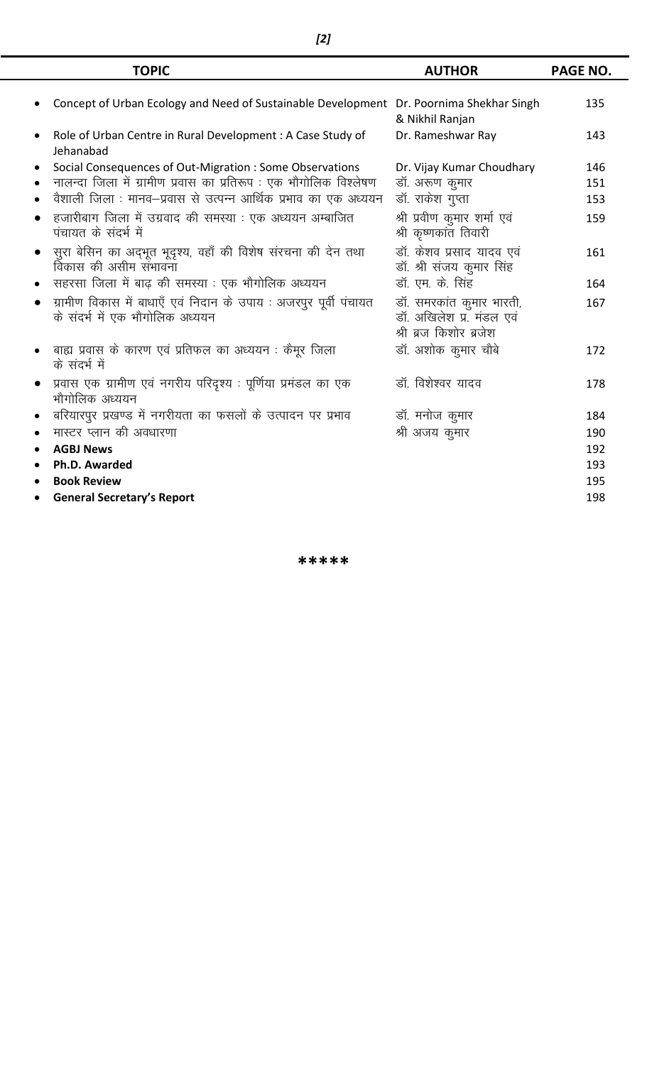| TOPIC | AUTHOR | PAGE NO. |
|---|---|---|
| • Concept of Urban Ecology and Need of Sustainable Development | Dr. Poornima Shekhar Singh & Nikhil Ranjan | 135 |
| • Role of Urban Centre in Rural Development : A Case Study of Jehanabad | Dr. Rameshwar Ray | 143 |
| • Social Consequences of Out-Migration : Some Observations | Dr. Vijay Kumar Choudhary | 146 |
| • नालन्दा जिला में ग्रामीण प्रवास का प्रतिरूप : एक भौगोलिक विश्लेषण | डॉ. अरूण कुमार | 151 |
| • वैशाली जिला : मानव–प्रवास से उत्पन्न आर्थिक प्रभाव का एक अध्ययन | डॉ. राकेश गुप्ता | 153 |
| • हजारीबाग जिला में उग्रवाद की समस्या : एक अध्ययन अम्बाजित पंचायत के संदर्भ में | श्री प्रवीण कुमार शर्मा एवं श्री कृष्णकांत तिवारी | 159 |
| • सुरा बेसिन का अदभूत भूदृश्य, वहाँ की विशेष संरचना की देन तथा विकास की असीम संभावना | डॉ. केशव प्रसाद यादव एवं डॉ. श्री संजय कुमार सिंह | 161 |
| • सहरसा जिला में बाढ़ की समस्या : एक भौगोलिक अध्ययन | डॉ. एम. के. सिंह | 164 |
| • ग्रामीण विकास में बाधाएँ एवं निदान के उपाय : अजरपुर पूर्वी पंचायत के संदर्भ में एक भौगोलिक अध्ययन | डॉ. समरकांत कुमार भारती, डॉ. अखिलेश प्र. मंडल एवं श्री ब्रज किशोर ब्रजेश | 167 |
| • बाह्य प्रवास के कारण एवं प्रतिफल का अध्ययन : कैमूर जिला के संदर्भ में | डॉ. अशोक कुमार चौबे | 172 |
| • प्रवास एक ग्रामीण एवं नगरीय परिदृश्य : पूर्णिया प्रमंडल का एक भौगोलिक अध्ययन | डॉ. विशेश्वर यादव | 178 |
| • बरियारपुर प्रखण्ड में नगरीयता का फसलों के उत्पादन पर प्रभाव | डॉ. मनोज कुमार | 184 |
| • मास्टर प्लान की अवधारणा | श्री अजय कुमार | 190 |
| • **AGBJ News** | | 192 |
| • **Ph.D. Awarded** | | 193 |
| • **Book Review** | | 195 |
| • **General Secretary's Report** | | 198 |

*****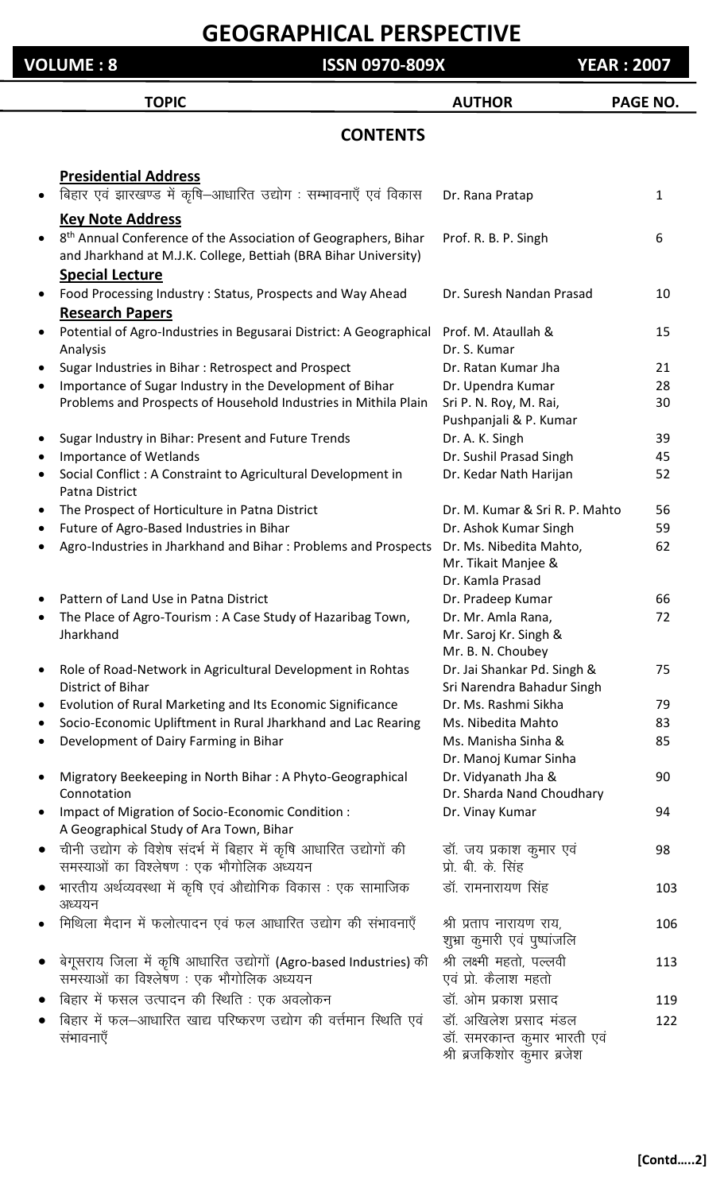# GEOGRAPHICAL PERSPECTIVE

**VOLUME : 8** | **ISSN 0970-809X** | **YEAR : 2007**

## CONTENTS

| TOPIC | AUTHOR | PAGE NO. |
|---|---|---|
| **Presidential Address** | | |
| • बिहार एवं झारखण्ड में कृषि–आधारित उद्योग : सम्भावनाएँ एवं विकास | Dr. Rana Pratap | 1 |
| **Key Note Address** | | |
| • 8th Annual Conference of the Association of Geographers, Bihar and Jharkhand at M.J.K. College, Bettiah (BRA Bihar University) | Prof. R. B. P. Singh | 6 |
| **Special Lecture** | | |
| • Food Processing Industry : Status, Prospects and Way Ahead | Dr. Suresh Nandan Prasad | 10 |
| **Research Papers** | | |
| • Potential of Agro-Industries in Begusarai District: A Geographical Analysis | Prof. M. Ataullah & Dr. S. Kumar | 15 |
| • Sugar Industries in Bihar : Retrospect and Prospect | Dr. Ratan Kumar Jha | 21 |
| • Importance of Sugar Industry in the Development of Bihar | Dr. Upendra Kumar | 28 |
| Problems and Prospects of Household Industries in Mithila Plain | Sri P. N. Roy, M. Rai, Pushpanjali & P. Kumar | 30 |
| • Sugar Industry in Bihar: Present and Future Trends | Dr. A. K. Singh | 39 |
| • Importance of Wetlands | Dr. Sushil Prasad Singh | 45 |
| • Social Conflict : A Constraint to Agricultural Development in Patna District | Dr. Kedar Nath Harijan | 52 |
| • The Prospect of Horticulture in Patna District | Dr. M. Kumar & Sri R. P. Mahto | 56 |
| • Future of Agro-Based Industries in Bihar | Dr. Ashok Kumar Singh | 59 |
| • Agro-Industries in Jharkhand and Bihar : Problems and Prospects | Dr. Ms. Nibedita Mahto, Mr. Tikait Manjee & Dr. Kamla Prasad | 62 |
| • Pattern of Land Use in Patna District | Dr. Pradeep Kumar | 66 |
| • The Place of Agro-Tourism : A Case Study of Hazaribag Town, Jharkhand | Dr. Mr. Amla Rana, Mr. Saroj Kr. Singh & Mr. B. N. Choubey | 72 |
| • Role of Road-Network in Agricultural Development in Rohtas District of Bihar | Dr. Jai Shankar Pd. Singh & Sri Narendra Bahadur Singh | 75 |
| • Evolution of Rural Marketing and Its Economic Significance | Dr. Ms. Rashmi Sikha | 79 |
| • Socio-Economic Upliftment in Rural Jharkhand and Lac Rearing | Ms. Nibedita Mahto | 83 |
| • Development of Dairy Farming in Bihar | Ms. Manisha Sinha & Dr. Manoj Kumar Sinha | 85 |
| • Migratory Beekeeping in North Bihar : A Phyto-Geographical Connotation | Dr. Vidyanath Jha & Dr. Sharda Nand Choudhary | 90 |
| • Impact of Migration of Socio-Economic Condition : A Geographical Study of Ara Town, Bihar | Dr. Vinay Kumar | 94 |
| • चीनी उद्योग के विशेष संदर्भ में बिहार में कृषि आधारित उद्योगों की समस्याओं का विश्लेषण : एक भौगोलिक अध्ययन | डॉ. जय प्रकाश कुमार एवं प्रो. बी. के. सिंह | 98 |
| • भारतीय अर्थव्यवस्था में कृषि एवं औद्योगिक विकास : एक सामाजिक अध्ययन | डॉ. रामनारायण सिंह | 103 |
| • मिथिला मैदान में फलोत्पादन एवं फल आधारित उद्योग की संभावनाएँ | श्री प्रताप नारायण राय, शुभ्रा कुमारी एवं पुष्पांजलि | 106 |
| • बेगूसराय जिला में कृषि आधारित उद्योगों (Agro-based Industries) की समस्याओं का विश्लेषण : एक भौगोलिक अध्ययन | श्री लक्ष्मी महतो, पल्लवी एवं प्रो. कैलाश महतो | 113 |
| • बिहार में फसल उत्पादन की स्थिति : एक अवलोकन | डॉ. ओम प्रकाश प्रसाद | 119 |
| • बिहार में फल–आधारित खाद्य परिष्करण उद्योग की वर्त्तमान स्थिति एवं संभावनाएँ | डॉ. अखिलेश प्रसाद मंडल डॉ. समरकान्त कुमार भारती एवं श्री ब्रजकिशोर कुमार ब्रजेश | 122 |

**[Contd.....2]**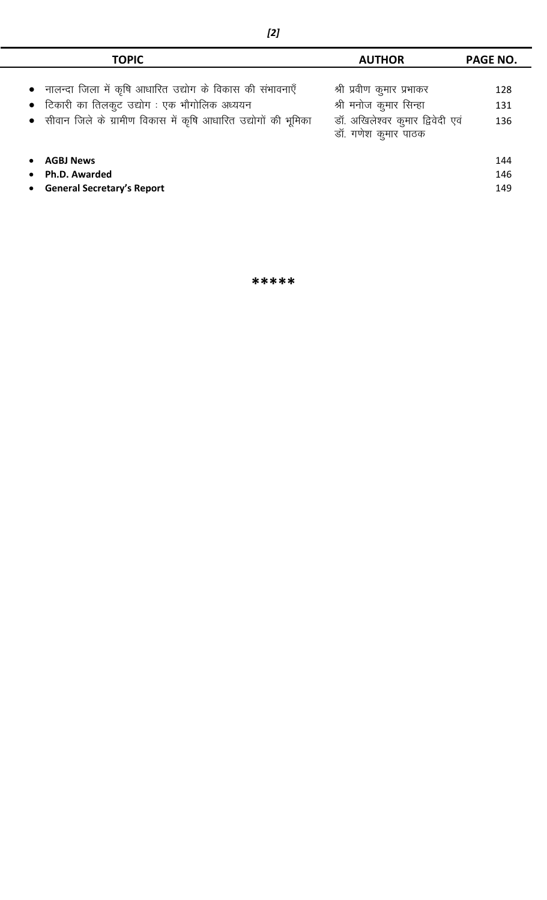| TOPIC | AUTHOR | PAGE NO. |
|---|---|---|
| • नालन्दा जिला में कृषि आधारित उद्योग के विकास की संभावनाएँ | श्री प्रवीण कुमार प्रभाकर | 128 |
| • टिकारी का तिलकुट उद्योग : एक भौगोलिक अध्ययन | श्री मनोज कुमार सिन्हा | 131 |
| • सीवान जिले के ग्रामीण विकास में कृषि आधारित उद्योगों की भूमिका | डॉ. अखिलेश्वर कुमार द्विवेदी एवं डॉ. गणेश कुमार पाठक | 136 |
| • **AGBJ News** | | 144 |
| • **Ph.D. Awarded** | | 146 |
| • **General Secretary's Report** | | 149 |

\*\*\*\*\*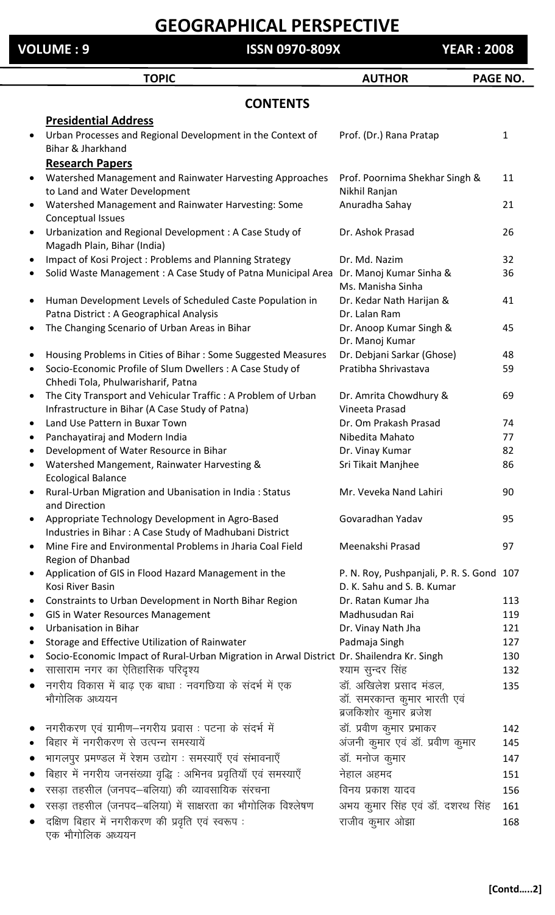# GEOGRAPHICAL PERSPECTIVE

**VOLUME : 9** | **ISSN 0970-809X** | **YEAR : 2008**

## CONTENTS

| TOPIC | AUTHOR | PAGE NO. |
|---|---|---|
| **Presidential Address** | | |
| Urban Processes and Regional Development in the Context of Bihar & Jharkhand | Prof. (Dr.) Rana Pratap | 1 |
| **Research Papers** | | |
| Watershed Management and Rainwater Harvesting Approaches to Land and Water Development | Prof. Poornima Shekhar Singh & Nikhil Ranjan | 11 |
| Watershed Management and Rainwater Harvesting: Some Conceptual Issues | Anuradha Sahay | 21 |
| Urbanization and Regional Development : A Case Study of Magadh Plain, Bihar (India) | Dr. Ashok Prasad | 26 |
| Impact of Kosi Project : Problems and Planning Strategy | Dr. Md. Nazim | 32 |
| Solid Waste Management : A Case Study of Patna Municipal Area | Dr. Manoj Kumar Sinha & Ms. Manisha Sinha | 36 |
| Human Development Levels of Scheduled Caste Population in Patna District : A Geographical Analysis | Dr. Kedar Nath Harijan & Dr. Lalan Ram | 41 |
| The Changing Scenario of Urban Areas in Bihar | Dr. Anoop Kumar Singh & Dr. Manoj Kumar | 45 |
| Housing Problems in Cities of Bihar : Some Suggested Measures | Dr. Debjani Sarkar (Ghose) | 48 |
| Socio-Economic Profile of Slum Dwellers : A Case Study of Chhedi Tola, Phulwarisharif, Patna | Pratibha Shrivastava | 59 |
| The City Transport and Vehicular Traffic : A Problem of Urban Infrastructure in Bihar (A Case Study of Patna) | Dr. Amrita Chowdhury & Vineeta Prasad | 69 |
| Land Use Pattern in Buxar Town | Dr. Om Prakash Prasad | 74 |
| Panchayatiraj and Modern India | Nibedita Mahato | 77 |
| Development of Water Resource in Bihar | Dr. Vinay Kumar | 82 |
| Watershed Mangement, Rainwater Harvesting & Ecological Balance | Sri Tikait Manjhee | 86 |
| Rural-Urban Migration and Ubanisation in India : Status and Direction | Mr. Veveka Nand Lahiri | 90 |
| Appropriate Technology Development in Agro-Based Industries in Bihar : A Case Study of Madhubani District | Govaradhan Yadav | 95 |
| Mine Fire and Environmental Problems in Jharia Coal Field Region of Dhanbad | Meenakshi Prasad | 97 |
| Application of GIS in Flood Hazard Management in the Kosi River Basin | P. N. Roy, Pushpanjali, P. R. S. Gond D. K. Sahu and S. B. Kumar | 107 |
| Constraints to Urban Development in North Bihar Region | Dr. Ratan Kumar Jha | 113 |
| GIS in Water Resources Management | Madhusudan Rai | 119 |
| Urbanisation in Bihar | Dr. Vinay Nath Jha | 121 |
| Storage and Effective Utilization of Rainwater | Padmaja Singh | 127 |
| Socio-Economic Impact of Rural-Urban Migration in Arwal District | Dr. Shailendra Kr. Singh | 130 |
| सासाराम नगर का ऐतिहासिक परिदृश्य | श्याम सुन्दर सिंह | 132 |
| नगरीय विकास में बाढ़ एक बाधा : नवगछिया के संदर्भ में एक भौगोलिक अध्ययन | डॉ. अखिलेश प्रसाद मंडल, डॉ. समरकान्त कुमार भारती एवं ब्रजकिशोर कुमार ब्रजेश | 135 |
| नगरीकरण एवं ग्रामीण–नगरीय प्रवास : पटना के संदर्भ में | डॉ. प्रवीण कुमार प्रभाकर | 142 |
| बिहार में नगरीकरण से उत्पन्न समस्यायें | अंजनी कुमार एवं डॉ. प्रवीण कुमार | 145 |
| भागलपुर प्रमण्डल में रेशम उद्योग : समस्याएँ एवं संभावनाएँ | डॉ. मनोज कुमार | 147 |
| बिहार में नगरीय जनसंख्या वृद्धि : अभिनव प्रवृतियाँ एवं समस्याएँ | नेहाल अहमद | 151 |
| रसड़ा तहसील (जनपद–बलिया) की व्यावसायिक संरचना | विनय प्रकाश यादव | 156 |
| रसड़ा तहसील (जनपद–बलिया) में साक्षरता का भौगोलिक विश्लेषण | अभय कुमार सिंह एवं डॉ. दशरथ सिंह | 161 |
| दक्षिण बिहार में नगरीकरण की प्रवृति एवं स्वरूप : एक भौगोलिक अध्ययन | राजीव कुमार ओझा | 168 |

**[Contd.....2]**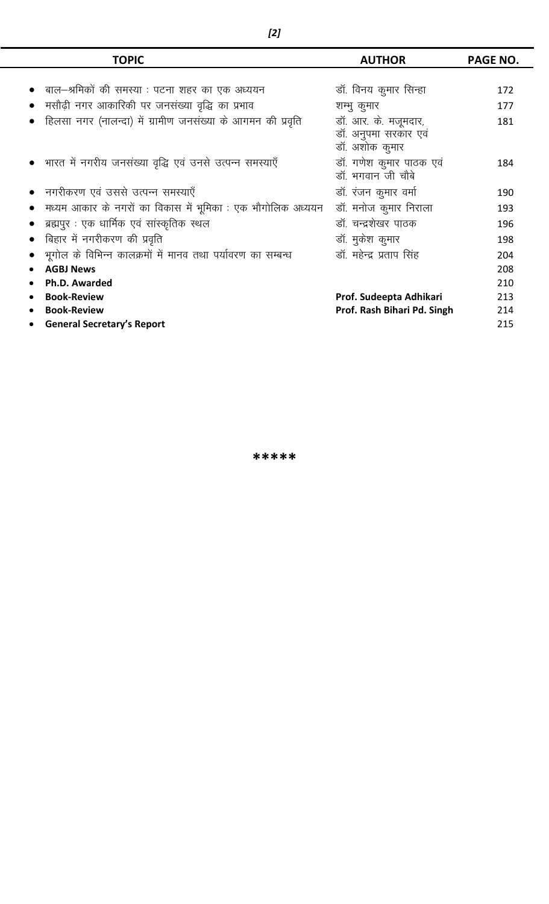| TOPIC | AUTHOR | PAGE NO. |
|---|---|---|
| • बाल–श्रमिकों की समस्या : पटना शहर का एक अध्ययन | डॉ. विनय कुमार सिन्हा | 172 |
| • मसौढ़ी नगर आकारिकी पर जनसंख्या वृद्धि का प्रभाव | शम्भु कुमार | 177 |
| • हिलसा नगर (नालन्दा) में ग्रामीण जनसंख्या के आगमन की प्रवृति | डॉ. आर. के. मजूमदार, डॉ. अनुपमा सरकार एवं डॉ. अशोक कुमार | 181 |
| • भारत में नगरीय जनसंख्या वृद्धि एवं उनसे उत्पन्न समस्याएँ | डॉ. गणेश कुमार पाठक एवं डॉ. भगवान जी चौबे | 184 |
| • नगरीकरण एवं उससे उत्पन्न समस्याएँ | डॉ. रंजन कुमार वर्मा | 190 |
| • मध्यम आकार के नगरों का विकास में भूमिका : एक भौगोलिक अध्ययन | डॉ. मनोज कुमार निराला | 193 |
| • ब्रह्मपुर : एक धार्मिक एवं सांस्कृतिक स्थल | डॉ. चन्द्रशेखर पाठक | 196 |
| • बिहार में नगरीकरण की प्रवृति | डॉ. मुकेश कुमार | 198 |
| • भूगोल के विभिन्न कालक्रमों में मानव तथा पर्यावरण का सम्बन्ध | डॉ. महेन्द्र प्रताप सिंह | 204 |
| • **AGBJ News** | | 208 |
| • **Ph.D. Awarded** | | 210 |
| • **Book-Review** | **Prof. Sudeepta Adhikari** | 213 |
| • **Book-Review** | **Prof. Rash Bihari Pd. Singh** | 214 |
| • **General Secretary's Report** | | 215 |

**\*\*\*\*\***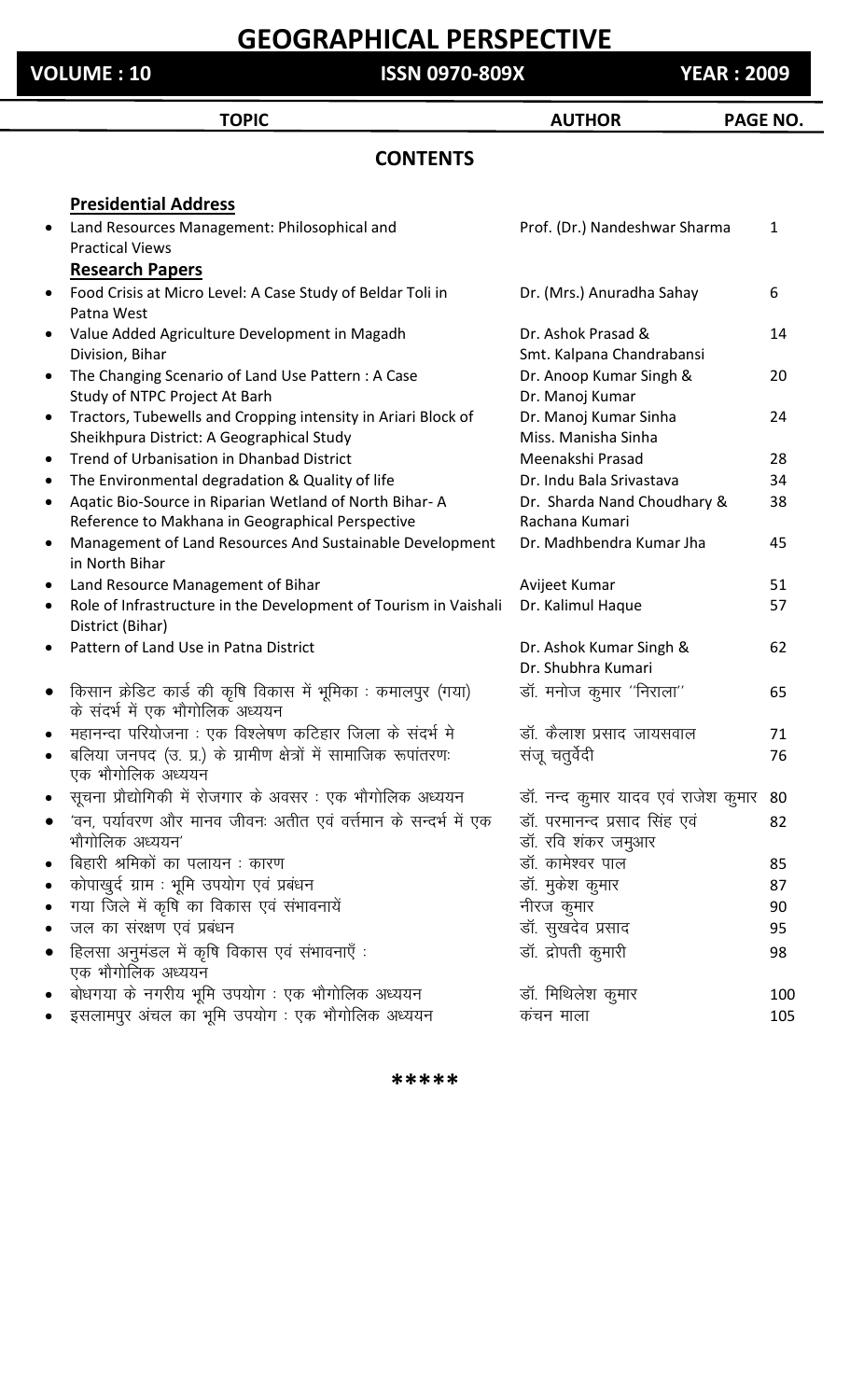# GEOGRAPHICAL PERSPECTIVE

**VOLUME : 10** **ISSN 0970-809X** **YEAR : 2009**

## CONTENTS

| TOPIC | AUTHOR | PAGE NO. |
|---|---|---|
| **Presidential Address** | | |
| • Land Resources Management: Philosophical and Practical Views | Prof. (Dr.) Nandeshwar Sharma | 1 |
| **Research Papers** | | |
| • Food Crisis at Micro Level: A Case Study of Beldar Toli in Patna West | Dr. (Mrs.) Anuradha Sahay | 6 |
| • Value Added Agriculture Development in Magadh Division, Bihar | Dr. Ashok Prasad & Smt. Kalpana Chandrabansi | 14 |
| • The Changing Scenario of Land Use Pattern : A Case Study of NTPC Project At Barh | Dr. Anoop Kumar Singh & Dr. Manoj Kumar | 20 |
| • Tractors, Tubewells and Cropping intensity in Ariari Block of Sheikhpura District: A Geographical Study | Dr. Manoj Kumar Sinha Miss. Manisha Sinha | 24 |
| • Trend of Urbanisation in Dhanbad District | Meenakshi Prasad | 28 |
| • The Environmental degradation & Quality of life | Dr. Indu Bala Srivastava | 34 |
| • Aqatic Bio-Source in Riparian Wetland of North Bihar- A Reference to Makhana in Geographical Perspective | Dr. Sharda Nand Choudhary & Rachana Kumari | 38 |
| • Management of Land Resources And Sustainable Development in North Bihar | Dr. Madhbendra Kumar Jha | 45 |
| • Land Resource Management of Bihar | Avijeet Kumar | 51 |
| • Role of Infrastructure in the Development of Tourism in Vaishali District (Bihar) | Dr. Kalimul Haque | 57 |
| • Pattern of Land Use in Patna District | Dr. Ashok Kumar Singh & Dr. Shubhra Kumari | 62 |
| • किसान क्रेडिट कार्ड की कृषि विकास में भूमिका : कमालपुर (गया) के संदर्भ में एक भौगोलिक अध्ययन | डॉ. मनोज कुमार ''निराला'' | 65 |
| • महानन्दा परियोजना : एक विश्लेषण कटिहार जिला के संदर्भ मे | डॉ. कैलाश प्रसाद जायसवाल | 71 |
| • बलिया जनपद (उ. प्र.) के ग्रामीण क्षेत्रों में सामाजिक रूपांतरणः एक भौगोलिक अध्ययन | संजू चतुर्वेदी | 76 |
| • सूचना प्रौद्योगिकी में रोजगार के अवसर : एक भौगोलिक अध्ययन | डॉ. नन्द कुमार यादव एवं राजेश कुमार | 80 |
| • 'वन, पर्यावरण और मानव जीवनः अतीत एवं वर्तमान के सन्दर्भ में एक भौगोलिक अध्ययन' | डॉ. परमानन्द प्रसाद सिंह एवं डॉ. रवि शंकर जमुआर | 82 |
| • बिहारी श्रमिकों का पलायन : कारण | डॉ. कामेश्वर पाल | 85 |
| • कोपाखुर्द ग्राम : भूमि उपयोग एवं प्रबंधन | डॉ. मुकेश कुमार | 87 |
| • गया जिले में कृषि का विकास एवं संभावनायें | नीरज कुमार | 90 |
| • जल का संरक्षण एवं प्रबंधन | डॉ. सुखदेव प्रसाद | 95 |
| • हिलसा अनुमंडल में कृषि विकास एवं संभावनाएँ : एक भौगोलिक अध्ययन | डॉ. द्रोपती कुमारी | 98 |
| • बोधगया के नगरीय भूमि उपयोग : एक भौगोलिक अध्ययन | डॉ. मिथिलेश कुमार | 100 |
| • इसलामपुर अंचल का भूमि उपयोग : एक भौगोलिक अध्ययन | कंचन माला | 105 |

\*\*\*\*\*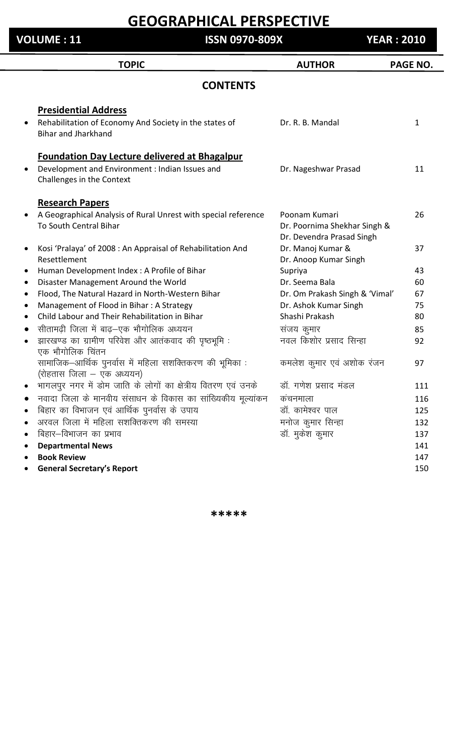# GEOGRAPHICAL PERSPECTIVE

**VOLUME : 11** | **ISSN 0970-809X** | **YEAR : 2010**

| TOPIC | AUTHOR | PAGE NO. |
|---|---|---|

## CONTENTS

| TOPIC | AUTHOR | PAGE NO. |
|---|---|---|
| **Presidential Address** | | |
| • Rehabilitation of Economy And Society in the states of Bihar and Jharkhand | Dr. R. B. Mandal | 1 |
| **Foundation Day Lecture delivered at Bhagalpur** | | |
| • Development and Environment : Indian Issues and Challenges in the Context | Dr. Nageshwar Prasad | 11 |
| **Research Papers** | | |
| • A Geographical Analysis of Rural Unrest with special reference To South Central Bihar | Poonam Kumari, Dr. Poornima Shekhar Singh & Dr. Devendra Prasad Singh | 26 |
| • Kosi 'Pralaya' of 2008 : An Appraisal of Rehabilitation And Resettlement | Dr. Manoj Kumar & Dr. Anoop Kumar Singh | 37 |
| • Human Development Index : A Profile of Bihar | Supriya | 43 |
| • Disaster Management Around the World | Dr. Seema Bala | 60 |
| • Flood, The Natural Hazard in North-Western Bihar | Dr. Om Prakash Singh & 'Vimal' | 67 |
| • Management of Flood in Bihar : A Strategy | Dr. Ashok Kumar Singh | 75 |
| • Child Labour and Their Rehabilitation in Bihar | Shashi Prakash | 80 |
| • सीतामढ़ी जिला में बाढ़–एक भौगोलिक अध्ययन | संजय कुमार | 85 |
| • झारखण्ड का ग्रामीण परिवेश और आतंकवाद की पृष्ठभूमि : एक भौगोलिक चिंतन | नवल किशोर प्रसाद सिन्हा | 92 |
| सामाजिक–आर्थिक पुनर्वास में महिला सशक्तिकरण की भूमिका : (रोहतास जिला – एक अध्ययन) | कमलेश कुमार एवं अशोक रंजन | 97 |
| • भागलपुर नगर में डोम जाति के लोगों का क्षेत्रीय वितरण एवं उनके | डॉ. गणेश प्रसाद मंडल | 111 |
| • नवादा जिला के मानवीय संसाधन के विकास का सांख्यिकीय मूल्यांकन | कंचनमाला | 116 |
| • बिहार का विभाजन एवं आर्थिक पुनर्वास के उपाय | डॉ. कामेश्वर पाल | 125 |
| • अरवल जिला में महिला सशक्तिकरण की समस्या | मनोज कुमार सिन्हा | 132 |
| • बिहार–विभाजन का प्रभाव | डॉ. मुकेश कुमार | 137 |
| • **Departmental News** | | 141 |
| • **Book Review** | | 147 |
| • **General Secretary's Report** | | 150 |

*****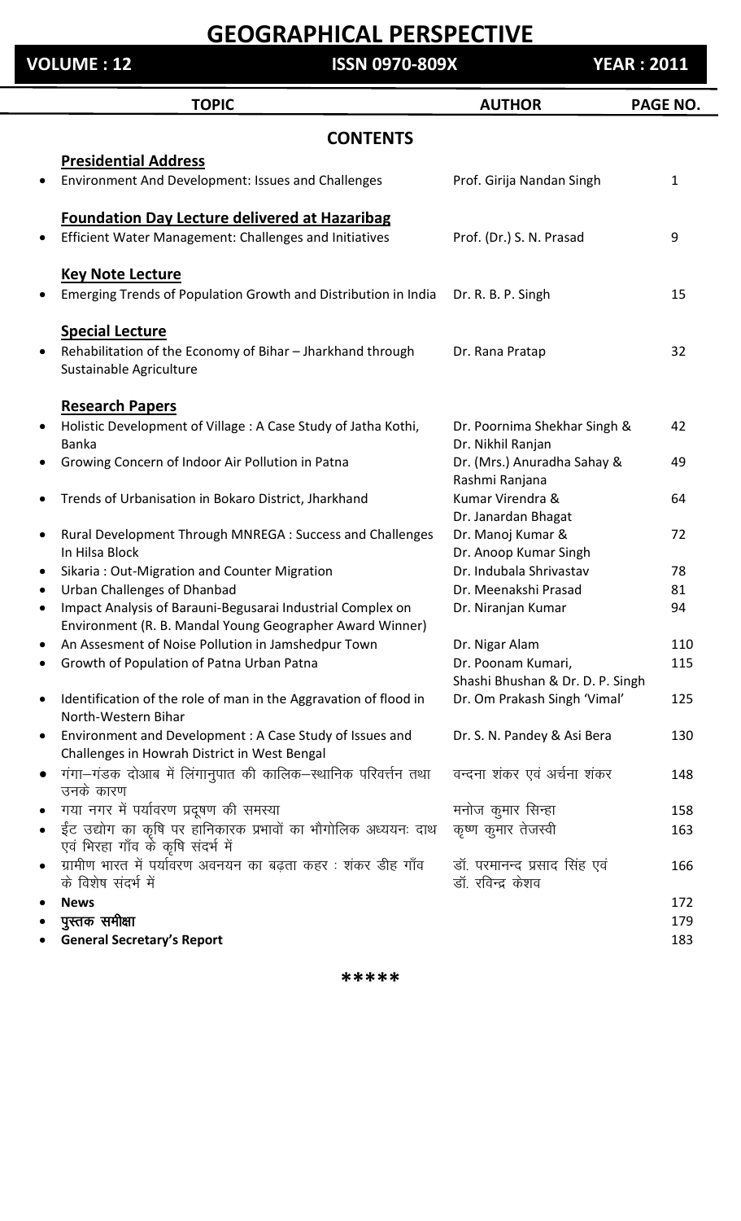# GEOGRAPHICAL PERSPECTIVE

**VOLUME : 12** | **ISSN 0970-809X** | **YEAR : 2011**

## CONTENTS

| TOPIC | AUTHOR | PAGE NO. |
|---|---|---|
| **Presidential Address** | | |
| • Environment And Development: Issues and Challenges | Prof. Girija Nandan Singh | 1 |
| **Foundation Day Lecture delivered at Hazaribag** | | |
| • Efficient Water Management: Challenges and Initiatives | Prof. (Dr.) S. N. Prasad | 9 |
| **Key Note Lecture** | | |
| • Emerging Trends of Population Growth and Distribution in India | Dr. R. B. P. Singh | 15 |
| **Special Lecture** | | |
| • Rehabilitation of the Economy of Bihar – Jharkhand through Sustainable Agriculture | Dr. Rana Pratap | 32 |
| **Research Papers** | | |
| • Holistic Development of Village : A Case Study of Jatha Kothi, Banka | Dr. Poornima Shekhar Singh & Dr. Nikhil Ranjan | 42 |
| • Growing Concern of Indoor Air Pollution in Patna | Dr. (Mrs.) Anuradha Sahay & Rashmi Ranjana | 49 |
| • Trends of Urbanisation in Bokaro District, Jharkhand | Kumar Virendra & Dr. Janardan Bhagat | 64 |
| • Rural Development Through MNREGA : Success and Challenges In Hilsa Block | Dr. Manoj Kumar & Dr. Anoop Kumar Singh | 72 |
| • Sikaria : Out-Migration and Counter Migration | Dr. Indubala Shrivastav | 78 |
| • Urban Challenges of Dhanbad | Dr. Meenakshi Prasad | 81 |
| • Impact Analysis of Barauni-Begusarai Industrial Complex on Environment (R. B. Mandal Young Geographer Award Winner) | Dr. Niranjan Kumar | 94 |
| • An Assesment of Noise Pollution in Jamshedpur Town | Dr. Nigar Alam | 110 |
| • Growth of Population of Patna Urban Patna | Dr. Poonam Kumari, Shashi Bhushan & Dr. D. P. Singh | 115 |
| • Identification of the role of man in the Aggravation of flood in North-Western Bihar | Dr. Om Prakash Singh 'Vimal' | 125 |
| • Environment and Development : A Case Study of Issues and Challenges in Howrah District in West Bengal | Dr. S. N. Pandey & Asi Bera | 130 |
| • गंगा–गंडक दोआब में लिंगानुपात की कालिक–स्थानिक परिवर्त्तन तथा उनके कारण | वन्दना शंकर एवं अर्चना शंकर | 148 |
| • गया नगर में पर्यावरण प्रदूषण की समस्या | मनोज कुमार सिन्हा | 158 |
| • ईंट उद्योग का कृषि पर हानिकारक प्रभावों का भौगोलिक अध्ययनः दाथ एवं भिरहा गाँव के कृषि संदर्भ में | कृष्ण कुमार तेजस्वी | 163 |
| • ग्रामीण भारत में पर्यावरण अवनयन का बढ़ता कहर : शंकर डीह गाँव के विशेष संदर्भ में | डॉ. परमानन्द प्रसाद सिंह एवं डॉ. रविन्द्र केशव | 166 |
| • **News** | | 172 |
| • **पुस्तक समीक्षा** | | 179 |
| • **General Secretary's Report** | | 183 |

\*\*\*\*\*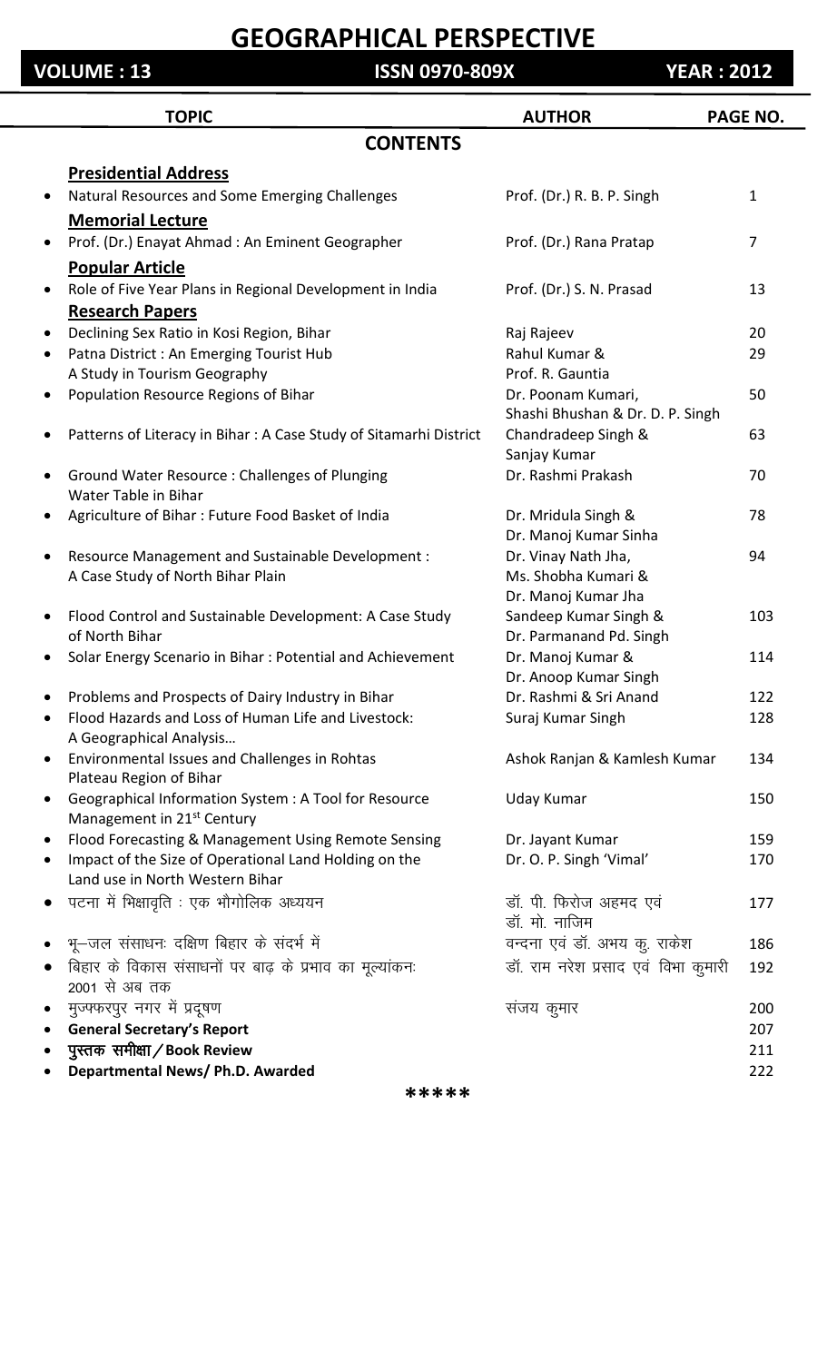# GEOGRAPHICAL PERSPECTIVE

**VOLUME : 13** **ISSN 0970-809X** **YEAR : 2012**

## CONTENTS

| TOPIC | AUTHOR | PAGE NO. |
|---|---|---|
| **Presidential Address** | | |
| • Natural Resources and Some Emerging Challenges | Prof. (Dr.) R. B. P. Singh | 1 |
| **Memorial Lecture** | | |
| • Prof. (Dr.) Enayat Ahmad : An Eminent Geographer | Prof. (Dr.) Rana Pratap | 7 |
| **Popular Article** | | |
| • Role of Five Year Plans in Regional Development in India | Prof. (Dr.) S. N. Prasad | 13 |
| **Research Papers** | | |
| • Declining Sex Ratio in Kosi Region, Bihar | Raj Rajeev | 20 |
| • Patna District : An Emerging Tourist Hub A Study in Tourism Geography | Rahul Kumar & Prof. R. Gauntia | 29 |
| • Population Resource Regions of Bihar | Dr. Poonam Kumari, Shashi Bhushan & Dr. D. P. Singh | 50 |
| • Patterns of Literacy in Bihar : A Case Study of Sitamarhi District | Chandradeep Singh & Sanjay Kumar | 63 |
| • Ground Water Resource : Challenges of Plunging Water Table in Bihar | Dr. Rashmi Prakash | 70 |
| • Agriculture of Bihar : Future Food Basket of India | Dr. Mridula Singh & Dr. Manoj Kumar Sinha | 78 |
| • Resource Management and Sustainable Development : A Case Study of North Bihar Plain | Dr. Vinay Nath Jha, Ms. Shobha Kumari & Dr. Manoj Kumar Jha | 94 |
| • Flood Control and Sustainable Development: A Case Study of North Bihar | Sandeep Kumar Singh & Dr. Parmanand Pd. Singh | 103 |
| • Solar Energy Scenario in Bihar : Potential and Achievement | Dr. Manoj Kumar & Dr. Anoop Kumar Singh | 114 |
| • Problems and Prospects of Dairy Industry in Bihar | Dr. Rashmi & Sri Anand | 122 |
| • Flood Hazards and Loss of Human Life and Livestock: A Geographical Analysis… | Suraj Kumar Singh | 128 |
| • Environmental Issues and Challenges in Rohtas Plateau Region of Bihar | Ashok Ranjan & Kamlesh Kumar | 134 |
| • Geographical Information System : A Tool for Resource Management in 21st Century | Uday Kumar | 150 |
| • Flood Forecasting & Management Using Remote Sensing | Dr. Jayant Kumar | 159 |
| • Impact of the Size of Operational Land Holding on the Land use in North Western Bihar | Dr. O. P. Singh 'Vimal' | 170 |
| • पटना में भिक्षावृति : एक भौगोलिक अध्ययन | डॉ. पी. फिरोज अहमद एवं डॉ. मो. नाजिम | 177 |
| • भू–जल संसाधनः दक्षिण बिहार के संदर्भ में | वन्दना एवं डॉ. अभय कु. राकेश | 186 |
| • बिहार के विकास संसाधनों पर बाढ़ के प्रभाव का मूल्यांकनः 2001 से अब तक | डॉ. राम नरेश प्रसाद एवं विभा कुमारी | 192 |
| • मुज़फ्फरपुर नगर में प्रदूषण | संजय कुमार | 200 |
| • **General Secretary's Report** | | 207 |
| • **पुस्तक समीक्षा / Book Review** | | 211 |
| • **Departmental News/ Ph.D. Awarded** | | 222 |

*****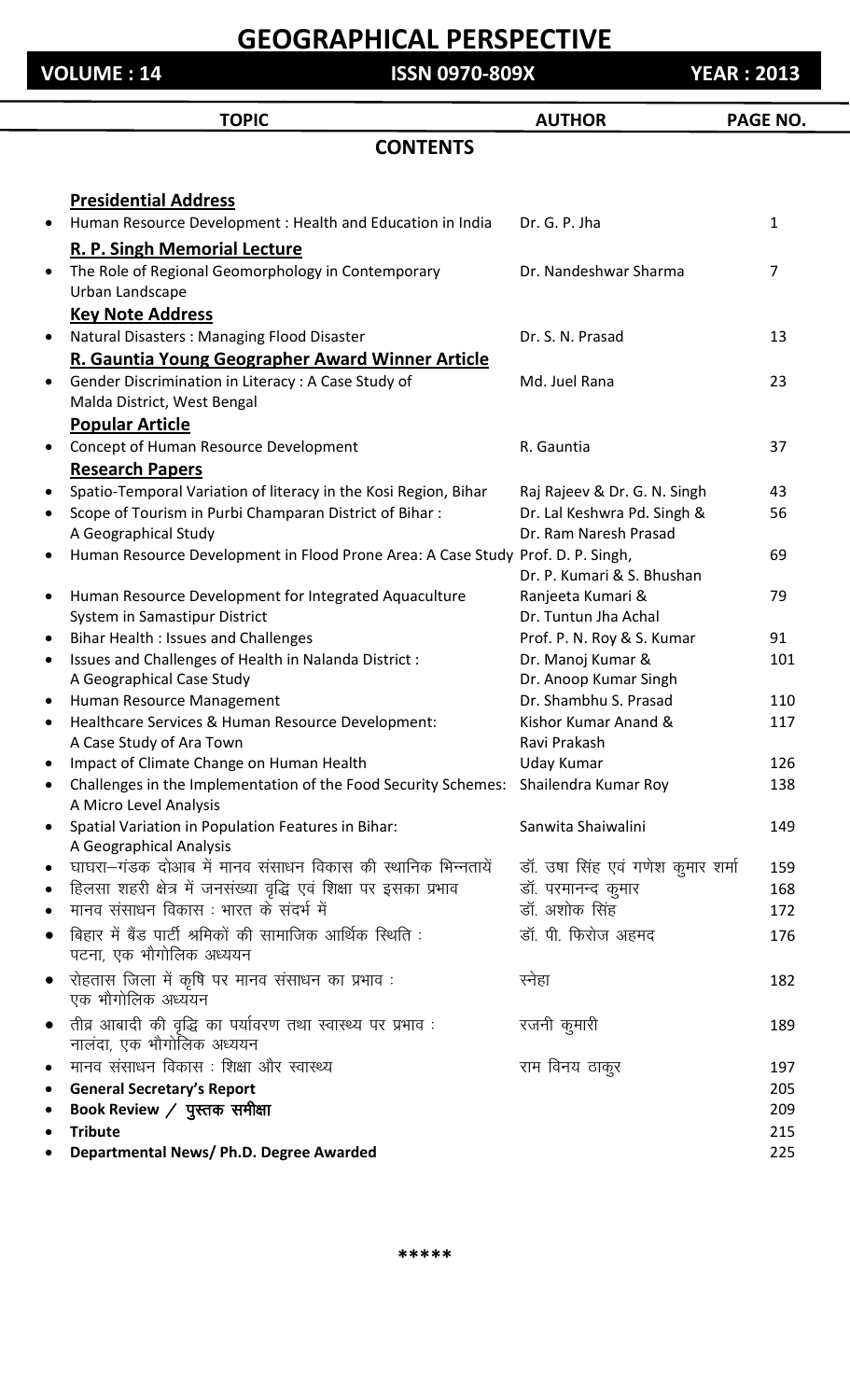# GEOGRAPHICAL PERSPECTIVE

**VOLUME : 14** | **ISSN 0970-809X** | **YEAR : 2013**

## CONTENTS

| TOPIC | AUTHOR | PAGE NO. |
|---|---|---|
| **Presidential Address** | | |
| • Human Resource Development : Health and Education in India | Dr. G. P. Jha | 1 |
| **R. P. Singh Memorial Lecture** | | |
| • The Role of Regional Geomorphology in Contemporary Urban Landscape | Dr. Nandeshwar Sharma | 7 |
| **Key Note Address** | | |
| • Natural Disasters : Managing Flood Disaster | Dr. S. N. Prasad | 13 |
| **R. Gauntia Young Geographer Award Winner Article** | | |
| • Gender Discrimination in Literacy : A Case Study of Malda District, West Bengal | Md. Juel Rana | 23 |
| **Popular Article** | | |
| • Concept of Human Resource Development | R. Gauntia | 37 |
| **Research Papers** | | |
| • Spatio-Temporal Variation of literacy in the Kosi Region, Bihar | Raj Rajeev & Dr. G. N. Singh | 43 |
| • Scope of Tourism in Purbi Champaran District of Bihar : A Geographical Study | Dr. Lal Keshwra Pd. Singh & Dr. Ram Naresh Prasad | 56 |
| • Human Resource Development in Flood Prone Area: A Case Study | Prof. D. P. Singh, Dr. P. Kumari & S. Bhushan | 69 |
| • Human Resource Development for Integrated Aquaculture System in Samastipur District | Ranjeeta Kumari & Dr. Tuntun Jha Achal | 79 |
| • Bihar Health : Issues and Challenges | Prof. P. N. Roy & S. Kumar | 91 |
| • Issues and Challenges of Health in Nalanda District : A Geographical Case Study | Dr. Manoj Kumar & Dr. Anoop Kumar Singh | 101 |
| • Human Resource Management | Dr. Shambhu S. Prasad | 110 |
| • Healthcare Services & Human Resource Development: A Case Study of Ara Town | Kishor Kumar Anand & Ravi Prakash | 117 |
| • Impact of Climate Change on Human Health | Uday Kumar | 126 |
| • Challenges in the Implementation of the Food Security Schemes: A Micro Level Analysis | Shailendra Kumar Roy | 138 |
| • Spatial Variation in Population Features in Bihar: A Geographical Analysis | Sanwita Shaiwalini | 149 |
| • घाघरा–गंडक दोआब में मानव संसाधन विकास की स्थानिक भिन्नतायें | डॉ. उषा सिंह एवं गणेश कुमार शर्मा | 159 |
| • हिलसा शहरी क्षेत्र में जनसंख्या वृद्धि एवं शिक्षा पर इसका प्रभाव | डॉ. परमानन्द कुमार | 168 |
| • मानव संसाधन विकास : भारत के संदर्भ में | डॉ. अशोक सिंह | 172 |
| • बिहार में बैंड पार्टी श्रमिकों की सामाजिक आर्थिक स्थिति : पटना, एक भौगोलिक अध्ययन | डॉ. पी. फिरोज अहमद | 176 |
| • रोहतास जिला में कृषि पर मानव संसाधन का प्रभाव : एक भौगोलिक अध्ययन | स्नेहा | 182 |
| • तीव्र आबादी की वृद्धि का पर्यावरण तथा स्वास्थ्य पर प्रभाव : नालंदा, एक भौगोलिक अध्ययन | रजनी कुमारी | 189 |
| • मानव संसाधन विकास : शिक्षा और स्वास्थ्य | राम विनय ठाकुर | 197 |
| • **General Secretary's Report** | | 205 |
| • **Book Review / पुस्तक समीक्षा** | | 209 |
| • **Tribute** | | 215 |
| • **Departmental News/ Ph.D. Degree Awarded** | | 225 |

*****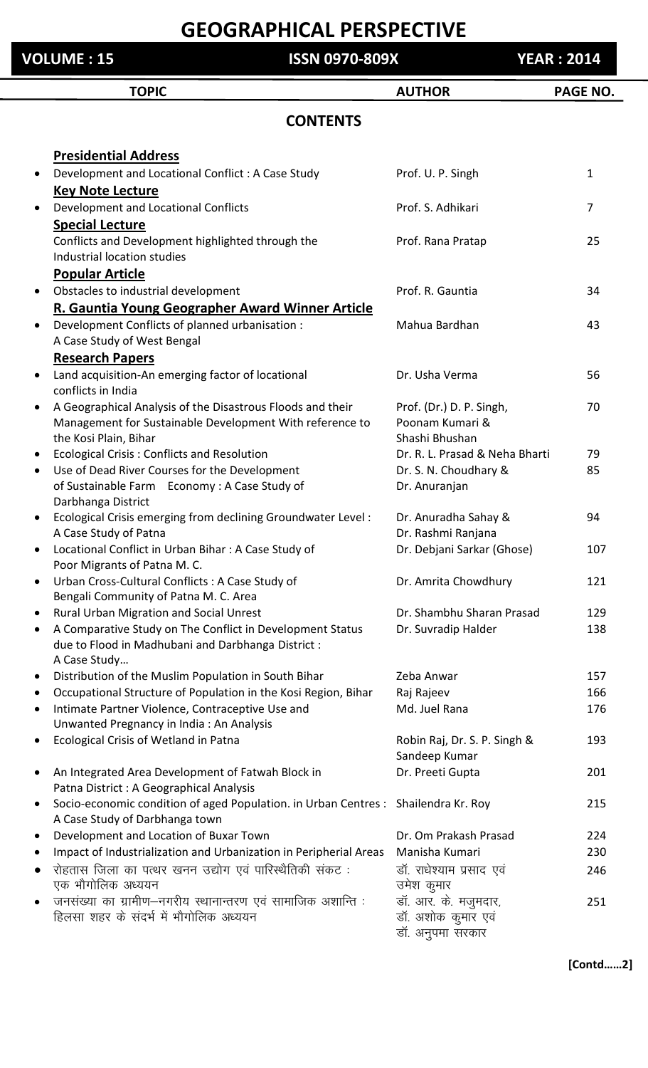# GEOGRAPHICAL PERSPECTIVE

**VOLUME : 15** | **ISSN 0970-809X** | **YEAR : 2014**

## CONTENTS

| TOPIC | AUTHOR | PAGE NO. |
|---|---|---|
| **Presidential Address** | | |
| • Development and Locational Conflict : A Case Study | Prof. U. P. Singh | 1 |
| **Key Note Lecture** | | |
| • Development and Locational Conflicts | Prof. S. Adhikari | 7 |
| **Special Lecture** | | |
| Conflicts and Development highlighted through the Industrial location studies | Prof. Rana Pratap | 25 |
| **Popular Article** | | |
| • Obstacles to industrial development | Prof. R. Gauntia | 34 |
| **R. Gauntia Young Geographer Award Winner Article** | | |
| • Development Conflicts of planned urbanisation : A Case Study of West Bengal | Mahua Bardhan | 43 |
| **Research Papers** | | |
| • Land acquisition-An emerging factor of locational conflicts in India | Dr. Usha Verma | 56 |
| • A Geographical Analysis of the Disastrous Floods and their Management for Sustainable Development With reference to the Kosi Plain, Bihar | Prof. (Dr.) D. P. Singh, Poonam Kumari & Shashi Bhushan | 70 |
| • Ecological Crisis : Conflicts and Resolution | Dr. R. L. Prasad & Neha Bharti | 79 |
| • Use of Dead River Courses for the Development of Sustainable Farm Economy : A Case Study of Darbhanga District | Dr. S. N. Choudhary & Dr. Anuranjan | 85 |
| • Ecological Crisis emerging from declining Groundwater Level : A Case Study of Patna | Dr. Anuradha Sahay & Dr. Rashmi Ranjana | 94 |
| • Locational Conflict in Urban Bihar : A Case Study of Poor Migrants of Patna M. C. | Dr. Debjani Sarkar (Ghose) | 107 |
| • Urban Cross-Cultural Conflicts : A Case Study of Bengali Community of Patna M. C. Area | Dr. Amrita Chowdhury | 121 |
| • Rural Urban Migration and Social Unrest | Dr. Shambhu Sharan Prasad | 129 |
| • A Comparative Study on The Conflict in Development Status due to Flood in Madhubani and Darbhanga District : A Case Study… | Dr. Suvradip Halder | 138 |
| • Distribution of the Muslim Population in South Bihar | Zeba Anwar | 157 |
| • Occupational Structure of Population in the Kosi Region, Bihar | Raj Rajeev | 166 |
| • Intimate Partner Violence, Contraceptive Use and Unwanted Pregnancy in India : An Analysis | Md. Juel Rana | 176 |
| • Ecological Crisis of Wetland in Patna | Robin Raj, Dr. S. P. Singh & Sandeep Kumar | 193 |
| • An Integrated Area Development of Fatwah Block in Patna District : A Geographical Analysis | Dr. Preeti Gupta | 201 |
| • Socio-economic condition of aged Population. in Urban Centres : A Case Study of Darbhanga town | Shailendra Kr. Roy | 215 |
| • Development and Location of Buxar Town | Dr. Om Prakash Prasad | 224 |
| • Impact of Industrialization and Urbanization in Peripherial Areas | Manisha Kumari | 230 |
| • रोहतास जिला का पत्थर खनन उद्योग एवं पारिस्थैतिकी संकट : एक भौगोलिक अध्ययन | डॉ. राधेश्याम प्रसाद एवं उमेश कुमार | 246 |
| • जनसंख्या का ग्रामीण–नगरीय स्थानान्तरण एवं सामाजिक अशान्ति : हिलसा शहर के संदर्भ में भौगोलिक अध्ययन | डॉ. आर. के. मजुमदार, डॉ. अशोक कुमार एवं डॉ. अनुपमा सरकार | 251 |

**[Contd……2]**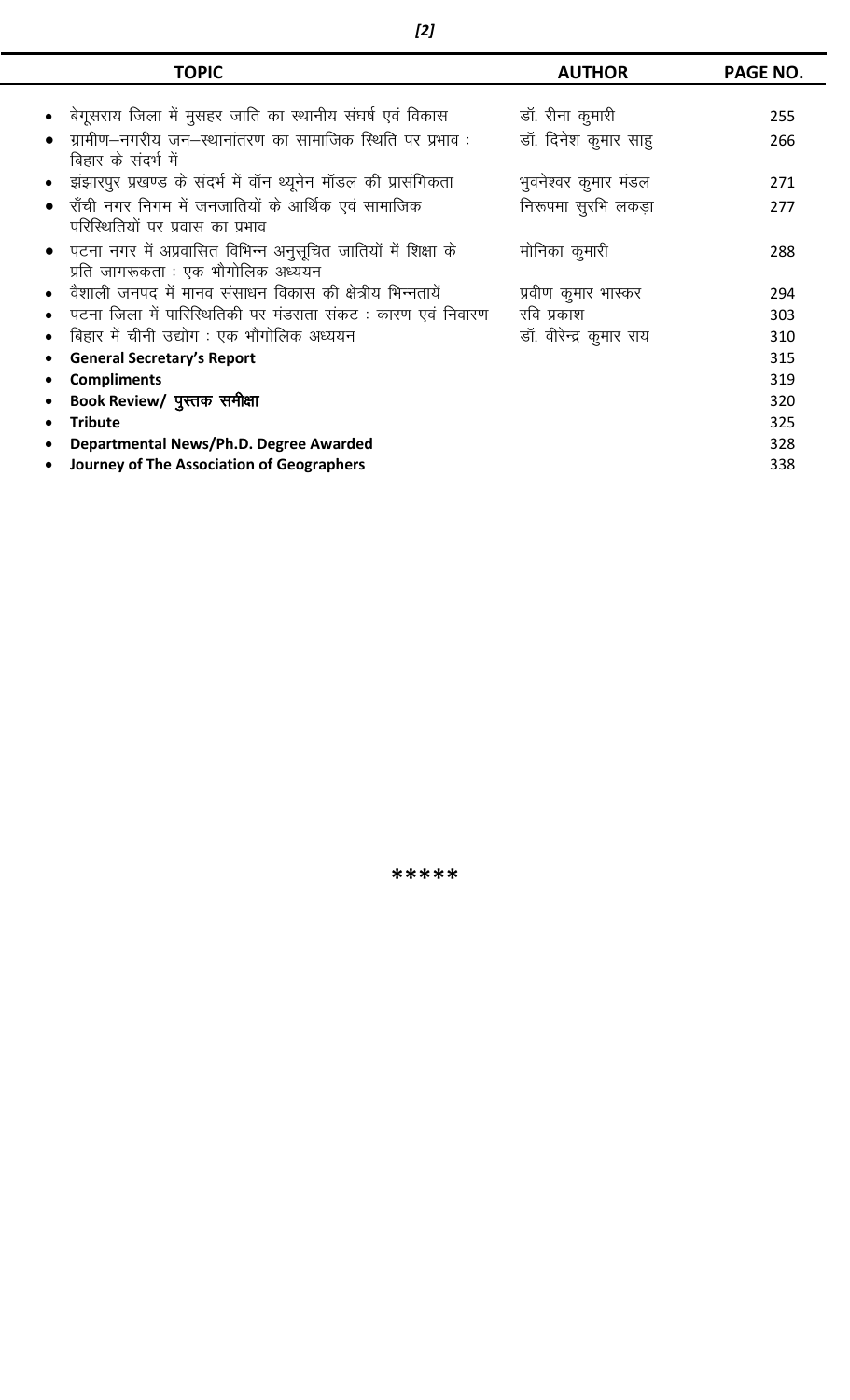| TOPIC | AUTHOR | PAGE NO. |
|---|---|---|
| • बेगूसराय जिला में मुसहर जाति का स्थानीय संघर्ष एवं विकास | डॉ. रीना कुमारी | 255 |
| • ग्रामीण–नगरीय जन–स्थानांतरण का सामाजिक स्थिति पर प्रभाव : बिहार के संदर्भ में | डॉ. दिनेश कुमार साहु | 266 |
| • झंझारपुर प्रखण्ड के संदर्भ में वॉन थ्यूनेन मॉडल की प्रासंगिकता | भुवनेश्वर कुमार मंडल | 271 |
| • राँची नगर निगम में जनजातियों के आर्थिक एवं सामाजिक परिस्थितियों पर प्रवास का प्रभाव | निरूपमा सुरभि लकड़ा | 277 |
| • पटना नगर में अप्रवासित विभिन्न अनुसूचित जातियों में शिक्षा के प्रति जागरूकता : एक भौगोलिक अध्ययन | मोनिका कुमारी | 288 |
| • वैशाली जनपद में मानव संसाधन विकास की क्षेत्रीय भिन्नतायें | प्रवीण कुमार भास्कर | 294 |
| • पटना जिला में पारिस्थितिकी पर मंडराता संकट : कारण एवं निवारण | रवि प्रकाश | 303 |
| • बिहार में चीनी उद्योग : एक भौगोलिक अध्ययन | डॉ. वीरेन्द्र कुमार राय | 310 |
| • **General Secretary's Report** | | 315 |
| • **Compliments** | | 319 |
| • **Book Review/ पुस्तक समीक्षा** | | 320 |
| • **Tribute** | | 325 |
| • **Departmental News/Ph.D. Degree Awarded** | | 328 |
| • **Journey of The Association of Geographers** | | 338 |

*****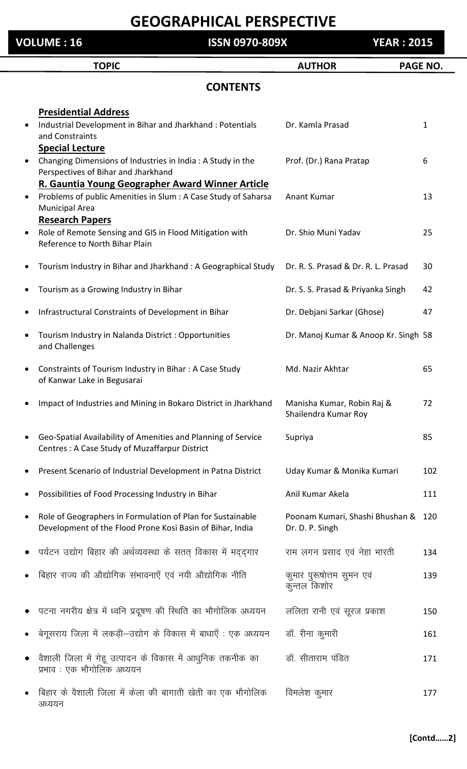# GEOGRAPHICAL PERSPECTIVE

**VOLUME : 16** | **ISSN 0970-809X** | **YEAR : 2015**

## CONTENTS

| TOPIC | AUTHOR | PAGE NO. |
|---|---|---|
| **Presidential Address** | | |
| Industrial Development in Bihar and Jharkhand : Potentials and Constraints | Dr. Kamla Prasad | 1 |
| **Special Lecture** | | |
| Changing Dimensions of Industries in India : A Study in the Perspectives of Bihar and Jharkhand | Prof. (Dr.) Rana Pratap | 6 |
| **R. Gauntia Young Geographer Award Winner Article** | | |
| Problems of public Amenities in Slum : A Case Study of Saharsa Municipal Area | Anant Kumar | 13 |
| **Research Papers** | | |
| Role of Remote Sensing and GIS in Flood Mitigation with Reference to North Bihar Plain | Dr. Shio Muni Yadav | 25 |
| Tourism Industry in Bihar and Jharkhand : A Geographical Study | Dr. R. S. Prasad & Dr. R. L. Prasad | 30 |
| Tourism as a Growing Industry in Bihar | Dr. S. S. Prasad & Priyanka Singh | 42 |
| Infrastructural Constraints of Development in Bihar | Dr. Debjani Sarkar (Ghose) | 47 |
| Tourism Industry in Nalanda District : Opportunities and Challenges | Dr. Manoj Kumar & Anoop Kr. Singh | 58 |
| Constraints of Tourism Industry in Bihar : A Case Study of Kanwar Lake in Begusarai | Md. Nazir Akhtar | 65 |
| Impact of Industries and Mining in Bokaro District in Jharkhand | Manisha Kumar, Robin Raj & Shailendra Kumar Roy | 72 |
| Geo-Spatial Availability of Amenities and Planning of Service Centres : A Case Study of Muzaffarpur District | Supriya | 85 |
| Present Scenario of Industrial Development in Patna District | Uday Kumar & Monika Kumari | 102 |
| Possibilities of Food Processing Industry in Bihar | Anil Kumar Akela | 111 |
| Role of Geographers in Formulation of Plan for Sustainable Development of the Flood Prone Kosi Basin of Bihar, India | Poonam Kumari, Shashi Bhushan & Dr. D. P. Singh | 120 |
| पर्यटन उद्योग बिहार की अर्थव्यवस्था के सतत् विकास में मद्दगार | राम लगन प्रसाद एवं नेहा भारती | 134 |
| बिहार राज्य की औद्योगिक संभावनाएँ एवं नयी औद्योगिक नीति | कुमार पुरूषोत्तम सुमन एवं कुन्तल किशोर | 139 |
| पटना नगरीय क्षेत्र में ध्वनि प्रदूषण की स्थिति का भौगोलिक अध्ययन | ललिता रानी एवं सूरज प्रकाश | 150 |
| बेगूसराय जिला में लकड़ी–उद्योग के विकास में बाधाएँ : एक अध्ययन | डॉ. रीना कुमारी | 161 |
| वैशाली जिला में गेहू उत्पादन के विकास में आधुनिक तकनीक का प्रभाव : एक भौगोलिक अध्ययन | डॉ. सीताराम पंडित | 171 |
| बिहार के वैशाली जिला में केला की बागाती खेती का एक भौगोलिक अध्ययन | विमलेश कुमार | 177 |

**[Contd……2]**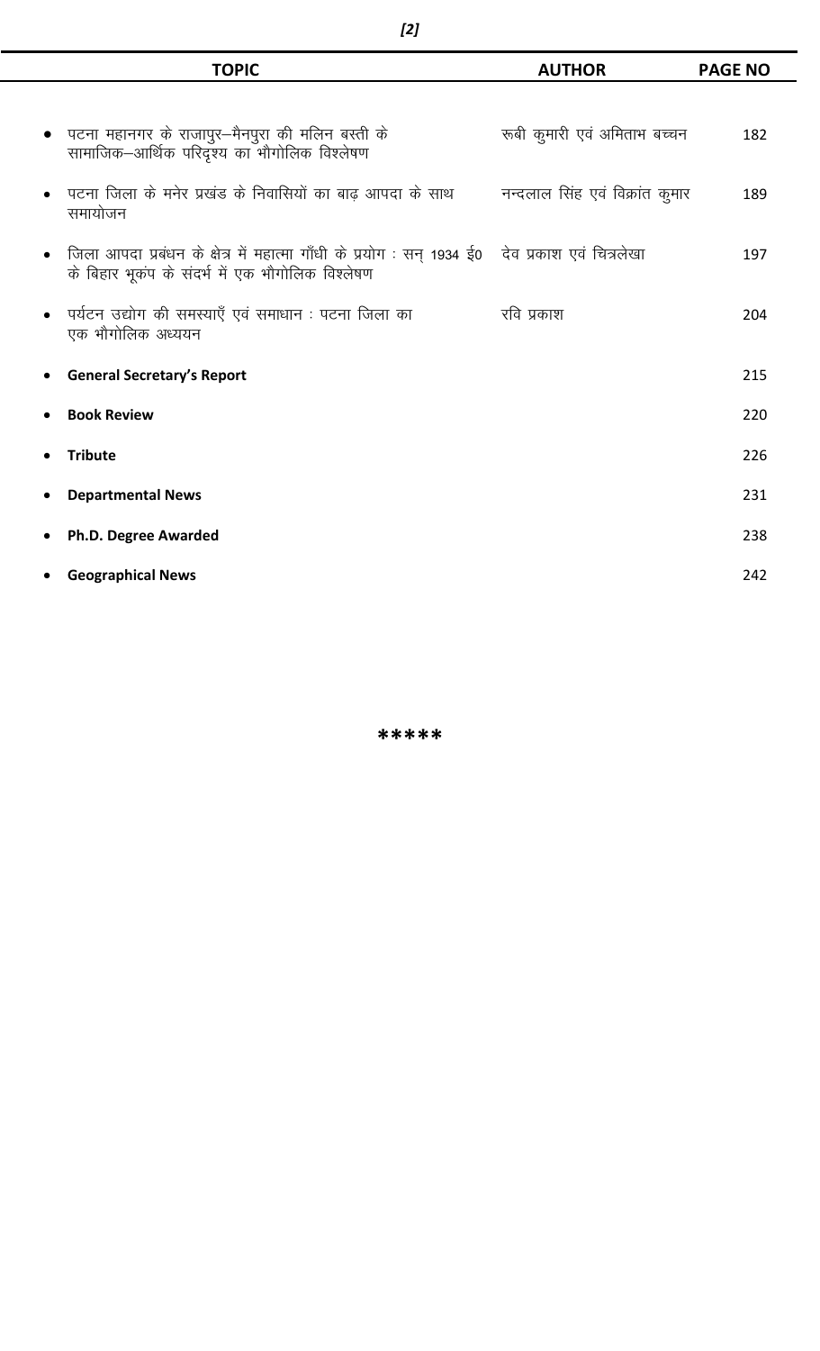| TOPIC | AUTHOR | PAGE NO |
|---|---|---|
| • पटना महानगर के राजापुर–मैनपुरा की मलिन बस्ती के सामाजिक–आर्थिक परिदृश्य का भौगोलिक विश्लेषण | रूबी कुमारी एवं अमिताभ बच्चन | 182 |
| • पटना जिला के मनेर प्रखंड के निवासियों का बाढ़ आपदा के साथ समायोजन | नन्दलाल सिंह एवं विक्रांत कुमार | 189 |
| • जिला आपदा प्रबंधन के क्षेत्र में महात्मा गाँधी के प्रयोग : सन् 1934 ई0 के बिहार भूकंप के संदर्भ में एक भौगोलिक विश्लेषण | देव प्रकाश एवं चित्रलेखा | 197 |
| • पर्यटन उद्योग की समस्याएँ एवं समाधान : पटना जिला का एक भौगोलिक अध्ययन | रवि प्रकाश | 204 |
| • **General Secretary's Report** | | 215 |
| • **Book Review** | | 220 |
| • **Tribute** | | 226 |
| • **Departmental News** | | 231 |
| • **Ph.D. Degree Awarded** | | 238 |
| • **Geographical News** | | 242 |

*****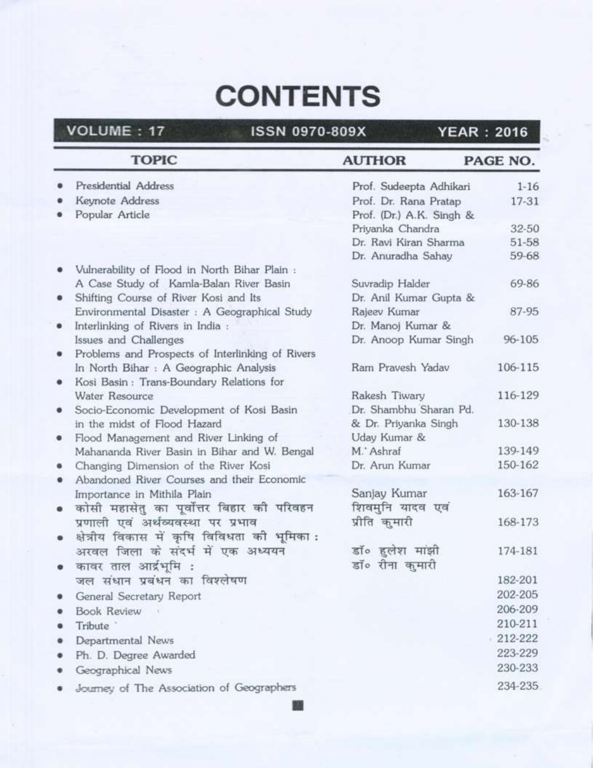# CONTENTS

**VOLUME : 17** **ISSN 0970-809X** **YEAR : 2016**

| TOPIC | AUTHOR | PAGE NO. |
|---|---|---|
| • Presidential Address | Prof. Sudeepta Adhikari | 1-16 |
| • Keynote Address | Prof. Dr. Rana Pratap | 17-31 |
| • Popular Article | Prof. (Dr.) A.K. Singh & Priyanka Chandra | 32-50 |
| | Dr. Ravi Kiran Sharma | 51-58 |
| | Dr. Anuradha Sahay | 59-68 |
| • Vulnerability of Flood in North Bihar Plain : A Case Study of Kamla-Balan River Basin | Suvradip Halder | 69-86 |
| • Shifting Course of River Kosi and Its Environmental Disaster : A Geographical Study | Dr. Anil Kumar Gupta & Rajeev Kumar | 87-95 |
| • Interlinking of Rivers in India : Issues and Challenges | Dr. Manoj Kumar & Dr. Anoop Kumar Singh | 96-105 |
| • Problems and Prospects of Interlinking of Rivers In North Bihar : A Geographic Analysis | Ram Pravesh Yadav | 106-115 |
| • Kosi Basin : Trans-Boundary Relations for Water Resource | Rakesh Tiwary | 116-129 |
| • Socio-Economic Development of Kosi Basin in the midst of Flood Hazard | Dr. Shambhu Sharan Pd. & Dr. Priyanka Singh | 130-138 |
| • Flood Management and River Linking of Mahananda River Basin in Bihar and W. Bengal | Uday Kumar & M. Ashraf | 139-149 |
| • Changing Dimension of the River Kosi | Dr. Arun Kumar | 150-162 |
| • Abandoned River Courses and their Economic Importance in Mithila Plain | Sanjay Kumar | 163-167 |
| • कोसी महासेतु का पूर्वोत्तर बिहार की परिवहन प्रणाली एवं अर्थव्यवस्था पर प्रभाव | शिवमुनि यादव एवं प्रीति कुमारी | 168-173 |
| • क्षेत्रीय विकास में कृषि विविधता की भूमिका : अरवल जिला के संदर्भ में एक अध्ययन | डॉ० हुलेश मांझी | 174-181 |
| • कावर ताल आर्द्रभूमि : जल संधान प्रबंधन का विश्लेषण | डॉ० रीना कुमारी | 182-201 |
| • General Secretary Report | | 202-205 |
| • Book Review | | 206-209 |
| • Tribute | | 210-211 |
| • Departmental News | | 212-222 |
| • Ph. D. Degree Awarded | | 223-229 |
| • Geographical News | | 230-233 |
| • Journey of The Association of Geographers | | 234-235 |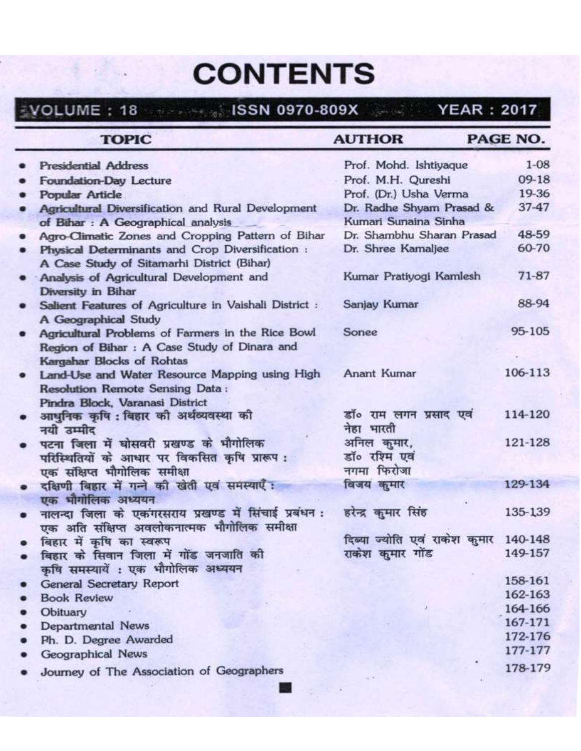# CONTENTS

**VOLUME : 18 ISSN 0970-809X YEAR : 2017**

| TOPIC | AUTHOR | PAGE NO. |
|---|---|---|
| • Presidential Address | Prof. Mohd. Ishtiyaque | 1-08 |
| • Foundation-Day Lecture | Prof. M.H. Qureshi | 09-18 |
| • Popular Article | Prof. (Dr.) Usha Verma | 19-36 |
| • Agricultural Diversification and Rural Development of Bihar : A Geographical analysis | Dr. Radhe Shyam Prasad & Kumari Sunaina Sinha | 37-47 |
| • Agro-Climatic Zones and Cropping Pattern of Bihar | Dr. Shambhu Sharan Prasad | 48-59 |
| • Physical Determinants and Crop Diversification : A Case Study of Sitamarhi District (Bihar) | Dr. Shree Kamaljee | 60-70 |
| • Analysis of Agricultural Development and Diversity in Bihar | Kumar Pratiyogi Kamlesh | 71-87 |
| • Salient Features of Agriculture in Vaishali District : A Geographical Study | Sanjay Kumar | 88-94 |
| • Agricultural Problems of Farmers in the Rice Bowl Region of Bihar : A Case Study of Dinara and Kargahar Blocks of Rohtas | Sonee | 95-105 |
| • Land-Use and Water Resource Mapping using High Resolution Remote Sensing Data : Pindra Block, Varanasi District | Anant Kumar | 106-113 |
| • आधुनिक कृषि : बिहार की अर्थव्यवस्था की नयी उम्मीद | डॉ० राम लगन प्रसाद एवं नेहा भारती | 114-120 |
| • पटना जिला में घोसवरी प्रखण्ड के भौगोलिक परिस्थितियों के आधार पर विकसित कृषि प्रारूप : एक संक्षिप्त भौगोलिक समीक्षा | अनिल कुमार, डॉ० रश्मि एवं नगमा फिरोजा | 121-128 |
| • दक्षिणी बिहार में गन्ने की खेती एवं समस्याएँ : एक भौगोलिक अध्ययन | विजय कुमार | 129-134 |
| • नालन्दा जिला के एकंगरसराय प्रखण्ड में सिंचाई प्रबंधन : एक अति संक्षिप्त अवलोकनात्मक भौगोलिक समीक्षा | हरेन्द्र कुमार सिंह | 135-139 |
| • बिहार में कृषि का स्वरूप | दिव्या ज्योति एवं राकेश कुमार | 140-148 |
| • बिहार के सिवान जिला में गोंड जनजाति की कृषि समस्यायें : एक भौगोलिक अध्ययन | राकेश कुमार गोंड | 149-157 |
| • General Secretary Report | | 158-161 |
| • Book Review | | 162-163 |
| • Obituary | | 164-166 |
| • Departmental News | | 167-171 |
| • Ph. D. Degree Awarded | | 172-176 |
| • Geographical News | | 177-177 |
| • Journey of The Association of Geographers | | 178-179 |